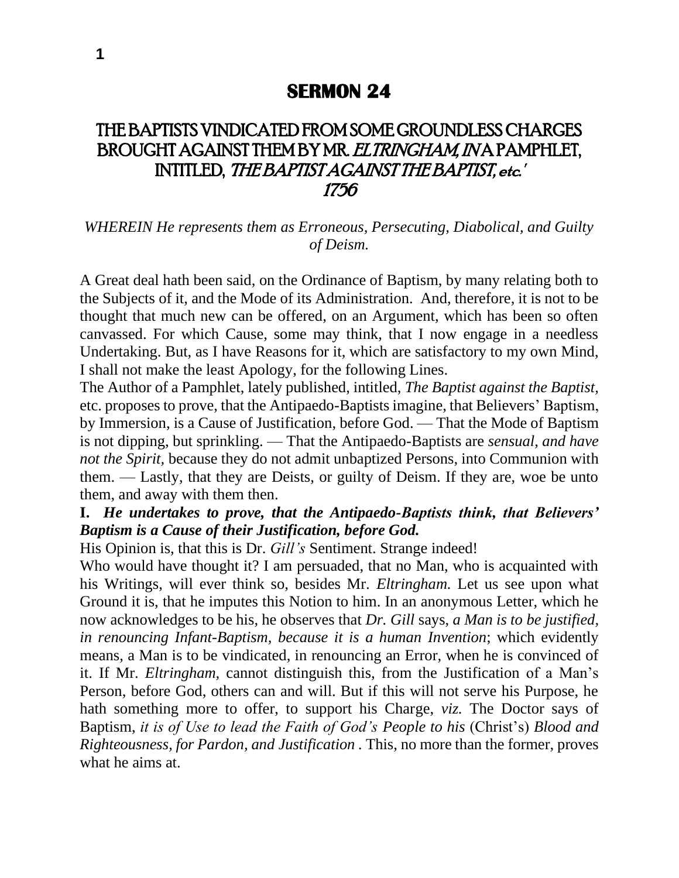# SERMON 24

## THE BAPTISTS VINDICATED FROM SOME GROUNDLESS CHARGES BROUGHT AGAINST THEM BY MR. *ELTRINGHAM, IN* A PAMPHLET, INTITLED, *THE BAPTIST AGAINST THE BAPTIST, etc.'* *1756*

*WHEREIN He represents them as Erroneous, Persecuting, Diabolical, and Guilty of Deism.*

A Great deal hath been said, on the Ordinance of Baptism, by many relating both to the Subjects of it, and the Mode of its Administration. And, therefore, it is not to be thought that much new can be offered, on an Argument, which has been so often canvassed. For which Cause, some may think, that I now engage in a needless Undertaking. But, as I have Reasons for it, which are satisfactory to my own Mind, I shall not make the least Apology, for the following Lines.

The Author of a Pamphlet, lately published, intitled, *The Baptist against the Baptist,* etc. proposes to prove, that the Antipaedo-Baptists imagine, that Believers' Baptism, by Immersion, is a Cause of Justification, before God. — That the Mode of Baptism is not dipping, but sprinkling. — That the Antipaedo-Baptists are *sensual, and have not the Spirit,* because they do not admit unbaptized Persons, into Communion with them. — Lastly, that they are Deists, or guilty of Deism. If they are, woe be unto them, and away with them then.

**I.** ***He undertakes to prove, that the Antipaedo-Baptists think, that Believers' Baptism is a Cause of their Justification, before God.***

His Opinion is, that this is Dr. *Gill's* Sentiment. Strange indeed!

Who would have thought it? I am persuaded, that no Man, who is acquainted with his Writings, will ever think so, besides Mr. *Eltringham.* Let us see upon what Ground it is, that he imputes this Notion to him. In an anonymous Letter, which he now acknowledges to be his, he observes that *Dr. Gill* says, *a Man is to be justified, in renouncing Infant-Baptism, because it is a human Invention*; which evidently means, a Man is to be vindicated, in renouncing an Error, when he is convinced of it. If Mr. *Eltringham,* cannot distinguish this, from the Justification of a Man's Person, before God, others can and will. But if this will not serve his Purpose, he hath something more to offer, to support his Charge, *viz.* The Doctor says of Baptism, *it is of Use to lead the Faith of God's People to his* (Christ's) *Blood and Righteousness, for Pardon, and Justification* . This, no more than the former, proves what he aims at.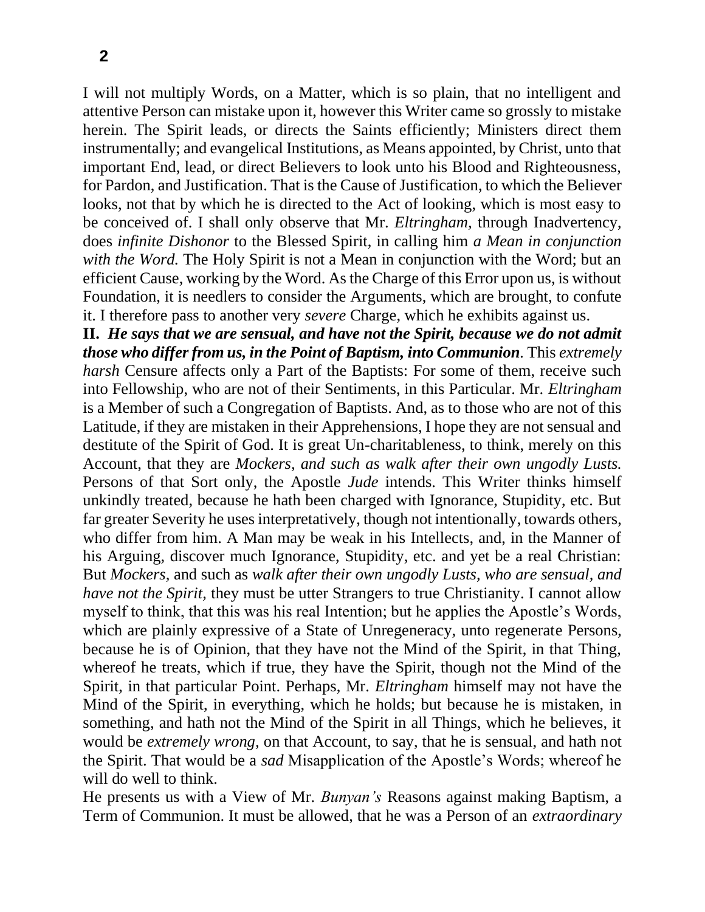I will not multiply Words, on a Matter, which is so plain, that no intelligent and attentive Person can mistake upon it, however this Writer came so grossly to mistake herein. The Spirit leads, or directs the Saints efficiently; Ministers direct them instrumentally; and evangelical Institutions, as Means appointed, by Christ, unto that important End, lead, or direct Believers to look unto his Blood and Righteousness, for Pardon, and Justification. That is the Cause of Justification, to which the Believer looks, not that by which he is directed to the Act of looking, which is most easy to be conceived of. I shall only observe that Mr. *Eltringham,* through Inadvertency, does *infinite Dishonor* to the Blessed Spirit, in calling him *a Mean in conjunction with the Word.* The Holy Spirit is not a Mean in conjunction with the Word; but an efficient Cause, working by the Word. As the Charge of this Error upon us, is without Foundation, it is needlers to consider the Arguments, which are brought, to confute it. I therefore pass to another very *severe* Charge, which he exhibits against us.

**II.** ***He says that we are sensual, and have not the Spirit, because we do not admit those who differ from us, in the Point of Baptism, into Communion.*** This *extremely harsh* Censure affects only a Part of the Baptists: For some of them, receive such into Fellowship, who are not of their Sentiments, in this Particular. Mr. *Eltringham* is a Member of such a Congregation of Baptists. And, as to those who are not of this Latitude, if they are mistaken in their Apprehensions, I hope they are not sensual and destitute of the Spirit of God. It is great Un-charitableness, to think, merely on this Account, that they are *Mockers, and such as walk after their own ungodly Lusts.* Persons of that Sort only, the Apostle *Jude* intends. This Writer thinks himself unkindly treated, because he hath been charged with Ignorance, Stupidity, etc. But far greater Severity he uses interpretatively, though not intentionally, towards others, who differ from him. A Man may be weak in his Intellects, and, in the Manner of his Arguing, discover much Ignorance, Stupidity, etc. and yet be a real Christian: But *Mockers,* and such as *walk after their own ungodly Lusts, who are sensual, and have not the Spirit,* they must be utter Strangers to true Christianity. I cannot allow myself to think, that this was his real Intention; but he applies the Apostle's Words, which are plainly expressive of a State of Unregeneracy, unto regenerate Persons, because he is of Opinion, that they have not the Mind of the Spirit, in that Thing, whereof he treats, which if true, they have the Spirit, though not the Mind of the Spirit, in that particular Point. Perhaps, Mr. *Eltringham* himself may not have the Mind of the Spirit, in everything, which he holds; but because he is mistaken, in something, and hath not the Mind of the Spirit in all Things, which he believes, it would be *extremely wrong,* on that Account, to say, that he is sensual, and hath not the Spirit. That would be a *sad* Misapplication of the Apostle's Words; whereof he will do well to think.

He presents us with a View of Mr. *Bunyan's* Reasons against making Baptism, a Term of Communion. It must be allowed, that he was a Person of an *extraordinary*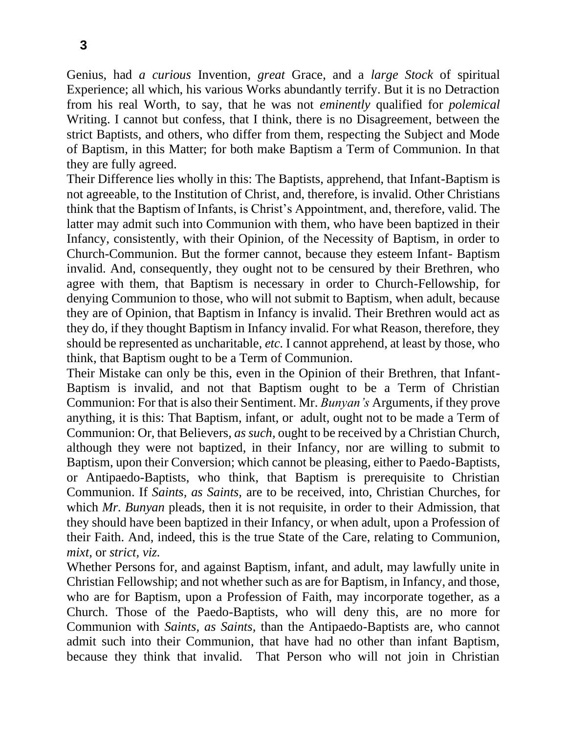Genius, had *a curious* Invention, *great* Grace, and a *large Stock* of spiritual Experience; all which, his various Works abundantly terrify. But it is no Detraction from his real Worth, to say, that he was not *eminently* qualified for *polemical* Writing. I cannot but confess, that I think, there is no Disagreement, between the strict Baptists, and others, who differ from them, respecting the Subject and Mode of Baptism, in this Matter; for both make Baptism a Term of Communion. In that they are fully agreed.

Their Difference lies wholly in this: The Baptists, apprehend, that Infant-Baptism is not agreeable, to the Institution of Christ, and, therefore, is invalid. Other Christians think that the Baptism of Infants, is Christ's Appointment, and, therefore, valid. The latter may admit such into Communion with them, who have been baptized in their Infancy, consistently, with their Opinion, of the Necessity of Baptism, in order to Church-Communion. But the former cannot, because they esteem Infant- Baptism invalid. And, consequently, they ought not to be censured by their Brethren, who agree with them, that Baptism is necessary in order to Church-Fellowship, for denying Communion to those, who will not submit to Baptism, when adult, because they are of Opinion, that Baptism in Infancy is invalid. Their Brethren would act as they do, if they thought Baptism in Infancy invalid. For what Reason, therefore, they should be represented as uncharitable, *etc*. I cannot apprehend, at least by those, who think, that Baptism ought to be a Term of Communion.

Their Mistake can only be this, even in the Opinion of their Brethren, that Infant-Baptism is invalid, and not that Baptism ought to be a Term of Christian Communion: For that is also their Sentiment. Mr. *Bunyan's* Arguments, if they prove anything, it is this: That Baptism, infant, or adult, ought not to be made a Term of Communion: Or, that Believers, *as such,* ought to be received by a Christian Church, although they were not baptized, in their Infancy, nor are willing to submit to Baptism, upon their Conversion; which cannot be pleasing, either to Paedo-Baptists, or Antipaedo-Baptists, who think, that Baptism is prerequisite to Christian Communion. If *Saints, as Saints,* are to be received, into, Christian Churches, for which *Mr. Bunyan* pleads, then it is not requisite, in order to their Admission, that they should have been baptized in their Infancy, or when adult, upon a Profession of their Faith. And, indeed, this is the true State of the Care, relating to Communion, *mixt*, or *strict*, *viz.*

Whether Persons for, and against Baptism, infant, and adult, may lawfully unite in Christian Fellowship; and not whether such as are for Baptism, in Infancy, and those, who are for Baptism, upon a Profession of Faith, may incorporate together, as a Church. Those of the Paedo-Baptists, who will deny this, are no more for Communion with *Saints, as Saints,* than the Antipaedo-Baptists are, who cannot admit such into their Communion, that have had no other than infant Baptism, because they think that invalid. That Person who will not join in Christian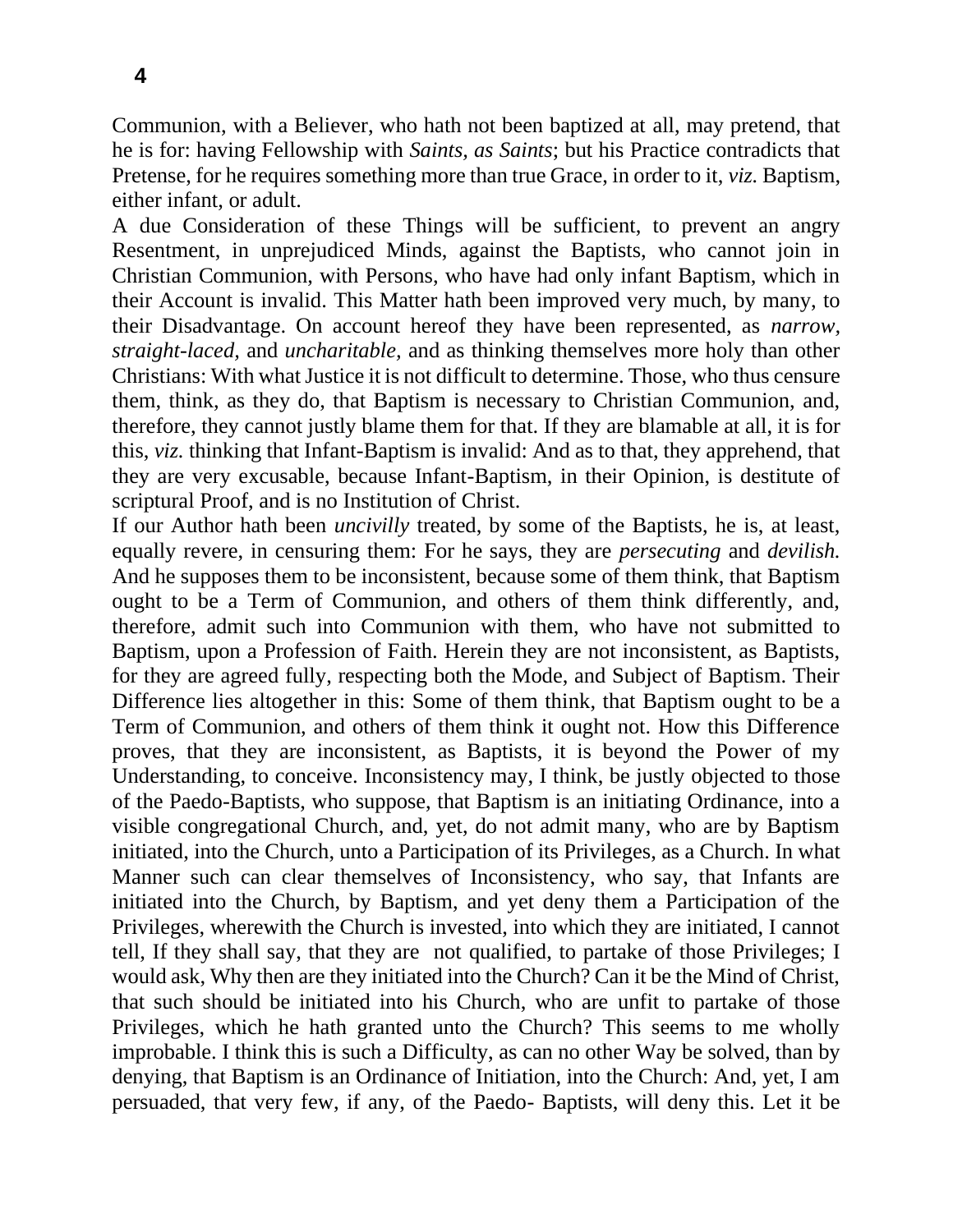Communion, with a Believer, who hath not been baptized at all, may pretend, that he is for: having Fellowship with *Saints, as Saints*; but his Practice contradicts that Pretense, for he requires something more than true Grace, in order to it, *viz.* Baptism, either infant, or adult.

A due Consideration of these Things will be sufficient, to prevent an angry Resentment, in unprejudiced Minds, against the Baptists, who cannot join in Christian Communion, with Persons, who have had only infant Baptism, which in their Account is invalid. This Matter hath been improved very much, by many, to their Disadvantage. On account hereof they have been represented, as *narrow, straight-laced,* and *uncharitable,* and as thinking themselves more holy than other Christians: With what Justice it is not difficult to determine. Those, who thus censure them, think, as they do, that Baptism is necessary to Christian Communion, and, therefore, they cannot justly blame them for that. If they are blamable at all, it is for this, *viz.* thinking that Infant-Baptism is invalid: And as to that, they apprehend, that they are very excusable, because Infant-Baptism, in their Opinion, is destitute of scriptural Proof, and is no Institution of Christ.

If our Author hath been *uncivilly* treated, by some of the Baptists, he is, at least, equally revere, in censuring them: For he says, they are *persecuting* and *devilish.* And he supposes them to be inconsistent, because some of them think, that Baptism ought to be a Term of Communion, and others of them think differently, and, therefore, admit such into Communion with them, who have not submitted to Baptism, upon a Profession of Faith. Herein they are not inconsistent, as Baptists, for they are agreed fully, respecting both the Mode, and Subject of Baptism. Their Difference lies altogether in this: Some of them think, that Baptism ought to be a Term of Communion, and others of them think it ought not. How this Difference proves, that they are inconsistent, as Baptists, it is beyond the Power of my Understanding, to conceive. Inconsistency may, I think, be justly objected to those of the Paedo-Baptists, who suppose, that Baptism is an initiating Ordinance, into a visible congregational Church, and, yet, do not admit many, who are by Baptism initiated, into the Church, unto a Participation of its Privileges, as a Church. In what Manner such can clear themselves of Inconsistency, who say, that Infants are initiated into the Church, by Baptism, and yet deny them a Participation of the Privileges, wherewith the Church is invested, into which they are initiated, I cannot tell, If they shall say, that they are not qualified, to partake of those Privileges; I would ask, Why then are they initiated into the Church? Can it be the Mind of Christ, that such should be initiated into his Church, who are unfit to partake of those Privileges, which he hath granted unto the Church? This seems to me wholly improbable. I think this is such a Difficulty, as can no other Way be solved, than by denying, that Baptism is an Ordinance of Initiation, into the Church: And, yet, I am persuaded, that very few, if any, of the Paedo- Baptists, will deny this. Let it be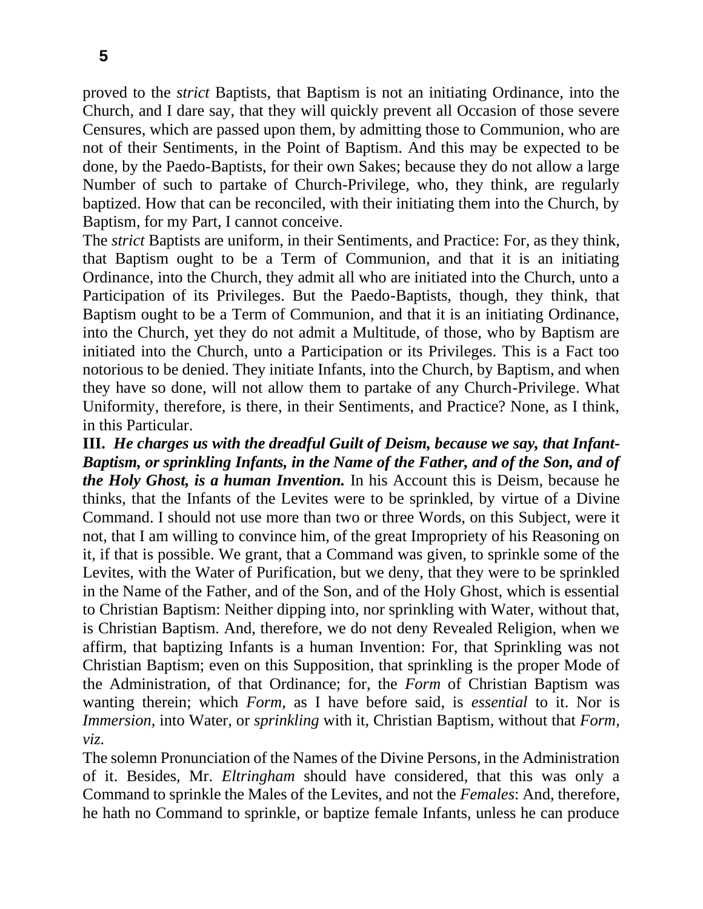proved to the *strict* Baptists, that Baptism is not an initiating Ordinance, into the Church, and I dare say, that they will quickly prevent all Occasion of those severe Censures, which are passed upon them, by admitting those to Communion, who are not of their Sentiments, in the Point of Baptism. And this may be expected to be done, by the Paedo-Baptists, for their own Sakes; because they do not allow a large Number of such to partake of Church-Privilege, who, they think, are regularly baptized. How that can be reconciled, with their initiating them into the Church, by Baptism, for my Part, I cannot conceive.

The *strict* Baptists are uniform, in their Sentiments, and Practice: For, as they think, that Baptism ought to be a Term of Communion, and that it is an initiating Ordinance, into the Church, they admit all who are initiated into the Church, unto a Participation of its Privileges. But the Paedo-Baptists, though, they think, that Baptism ought to be a Term of Communion, and that it is an initiating Ordinance, into the Church, yet they do not admit a Multitude, of those, who by Baptism are initiated into the Church, unto a Participation or its Privileges. This is a Fact too notorious to be denied. They initiate Infants, into the Church, by Baptism, and when they have so done, will not allow them to partake of any Church-Privilege. What Uniformity, therefore, is there, in their Sentiments, and Practice? None, as I think, in this Particular.

**III.** ***He charges us with the dreadful Guilt of Deism, because we say, that Infant-Baptism, or sprinkling Infants, in the Name of the Father, and of the Son, and of the Holy Ghost, is a human Invention.*** In his Account this is Deism, because he thinks, that the Infants of the Levites were to be sprinkled, by virtue of a Divine Command. I should not use more than two or three Words, on this Subject, were it not, that I am willing to convince him, of the great Impropriety of his Reasoning on it, if that is possible. We grant, that a Command was given, to sprinkle some of the Levites, with the Water of Purification, but we deny, that they were to be sprinkled in the Name of the Father, and of the Son, and of the Holy Ghost, which is essential to Christian Baptism: Neither dipping into, nor sprinkling with Water, without that, is Christian Baptism. And, therefore, we do not deny Revealed Religion, when we affirm, that baptizing Infants is a human Invention: For, that Sprinkling was not Christian Baptism; even on this Supposition, that sprinkling is the proper Mode of the Administration, of that Ordinance; for, the *Form* of Christian Baptism was wanting therein; which *Form,* as I have before said, is *essential* to it. Nor is *Immersion,* into Water, or *sprinkling* with it, Christian Baptism, without that *Form, viz.*

The solemn Pronunciation of the Names of the Divine Persons, in the Administration of it. Besides, Mr. *Eltringham* should have considered, that this was only a Command to sprinkle the Males of the Levites, and not the *Females*: And, therefore, he hath no Command to sprinkle, or baptize female Infants, unless he can produce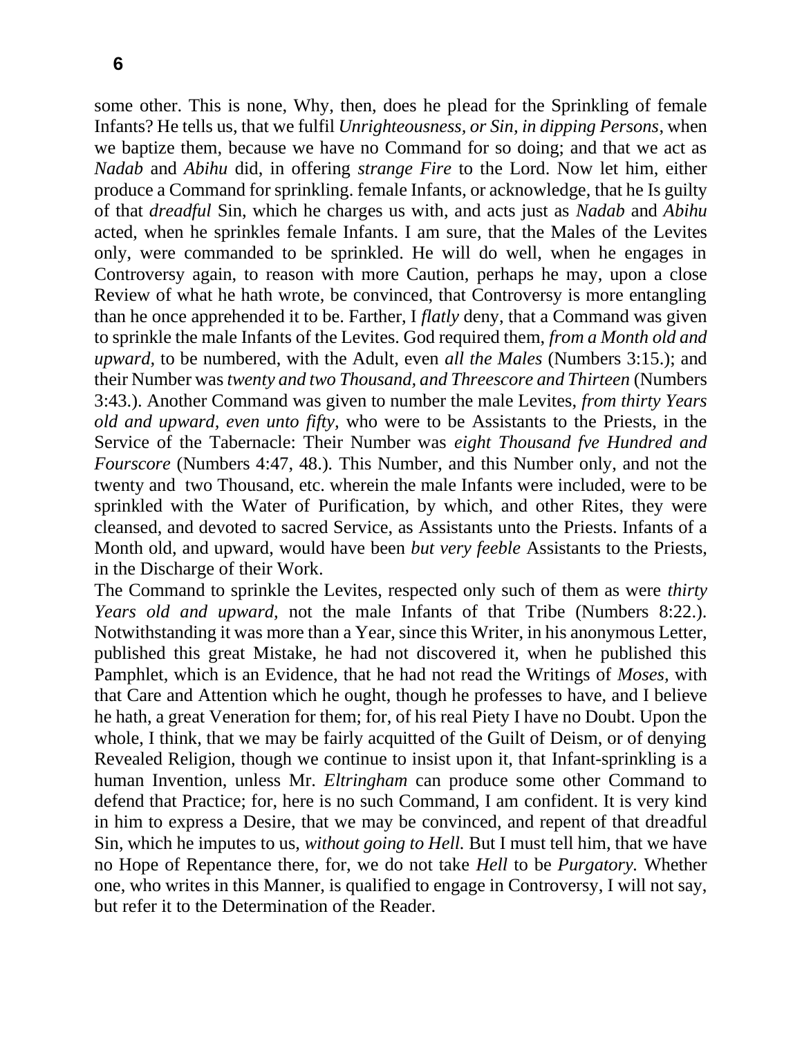some other. This is none, Why, then, does he plead for the Sprinkling of female Infants? He tells us, that we fulfil *Unrighteousness, or Sin, in dipping Persons*, when we baptize them, because we have no Command for so doing; and that we act as *Nadab* and *Abihu* did, in offering *strange Fire* to the Lord. Now let him, either produce a Command for sprinkling. female Infants, or acknowledge, that he Is guilty of that *dreadful* Sin, which he charges us with, and acts just as *Nadab* and *Abihu* acted, when he sprinkles female Infants. I am sure, that the Males of the Levites only, were commanded to be sprinkled. He will do well, when he engages in Controversy again, to reason with more Caution, perhaps he may, upon a close Review of what he hath wrote, be convinced, that Controversy is more entangling than he once apprehended it to be. Farther, I *flatly* deny, that a Command was given to sprinkle the male Infants of the Levites. God required them, *from a Month old and upward,* to be numbered, with the Adult, even *all the Males* (Numbers 3:15.); and their Number was *twenty and two Thousand, and Threescore and Thirteen* (Numbers 3:43.). Another Command was given to number the male Levites, *from thirty Years old and upward, even unto fifty,* who were to be Assistants to the Priests, in the Service of the Tabernacle: Their Number was *eight Thousand fve Hundred and Fourscore* (Numbers 4:47, 48.). This Number, and this Number only, and not the twenty and two Thousand, etc. wherein the male Infants were included, were to be sprinkled with the Water of Purification, by which, and other Rites, they were cleansed, and devoted to sacred Service, as Assistants unto the Priests. Infants of a Month old, and upward, would have been *but very feeble* Assistants to the Priests, in the Discharge of their Work.

The Command to sprinkle the Levites, respected only such of them as were *thirty Years old and upward,* not the male Infants of that Tribe (Numbers 8:22.). Notwithstanding it was more than a Year, since this Writer, in his anonymous Letter, published this great Mistake, he had not discovered it, when he published this Pamphlet, which is an Evidence, that he had not read the Writings of *Moses,* with that Care and Attention which he ought, though he professes to have, and I believe he hath, a great Veneration for them; for, of his real Piety I have no Doubt. Upon the whole, I think, that we may be fairly acquitted of the Guilt of Deism, or of denying Revealed Religion, though we continue to insist upon it, that Infant-sprinkling is a human Invention, unless Mr. *Eltringham* can produce some other Command to defend that Practice; for, here is no such Command, I am confident. It is very kind in him to express a Desire, that we may be convinced, and repent of that dreadful Sin, which he imputes to us, *without going to Hell.* But I must tell him, that we have no Hope of Repentance there, for, we do not take *Hell* to be *Purgatory.* Whether one, who writes in this Manner, is qualified to engage in Controversy, I will not say, but refer it to the Determination of the Reader.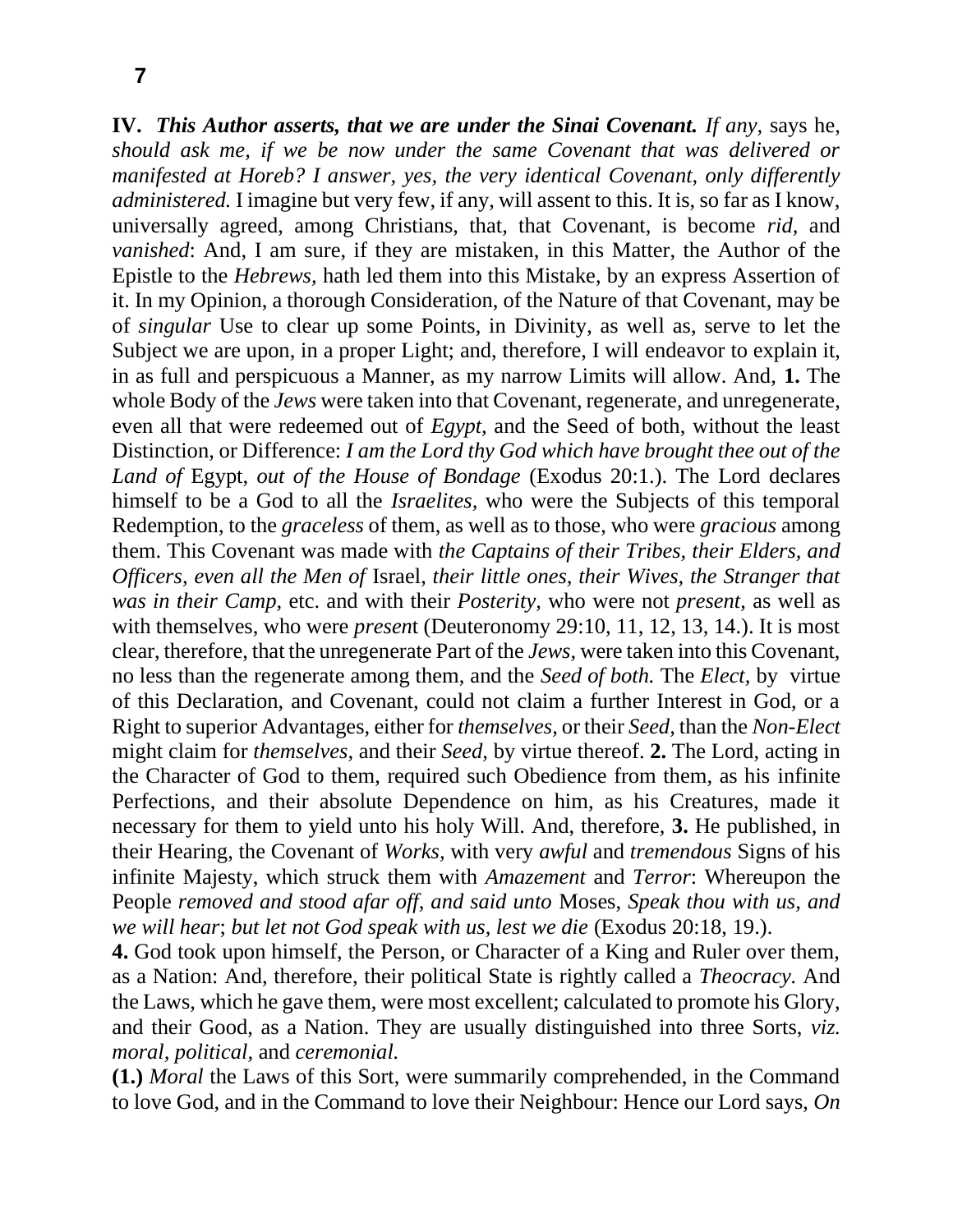**IV.** ***This Author asserts, that we are under the Sinai Covenant.*** *If any,* says he, *should ask me, if we be now under the same Covenant that was delivered or manifested at Horeb? I answer, yes, the very identical Covenant, only differently administered.* I imagine but very few, if any, will assent to this. It is, so far as I know, universally agreed, among Christians, that, that Covenant, is become *rid*, and *vanished*: And, I am sure, if they are mistaken, in this Matter, the Author of the Epistle to the *Hebrews,* hath led them into this Mistake, by an express Assertion of it. In my Opinion, a thorough Consideration, of the Nature of that Covenant, may be of *singular* Use to clear up some Points, in Divinity, as well as, serve to let the Subject we are upon, in a proper Light; and, therefore, I will endeavor to explain it, in as full and perspicuous a Manner, as my narrow Limits will allow. And, **1.** The whole Body of the *Jews* were taken into that Covenant, regenerate, and unregenerate, even all that were redeemed out of *Egypt,* and the Seed of both, without the least Distinction, or Difference: *I am the Lord thy God which have brought thee out of the Land of* Egypt, *out of the House of Bondage* (Exodus 20:1.). The Lord declares himself to be a God to all the *Israelites,* who were the Subjects of this temporal Redemption, to the *graceless* of them, as well as to those, who were *gracious* among them. This Covenant was made with *the Captains of their Tribes, their Elders, and Officers, even all the Men of* Israel, *their little ones, their Wives, the Stranger that was in their Camp,* etc. and with their *Posterity,* who were not *present,* as well as with themselves, who were *present* (Deuteronomy 29:10, 11, 12, 13, 14.). It is most clear, therefore, that the unregenerate Part of the *Jews,* were taken into this Covenant, no less than the regenerate among them, and the *Seed of both.* The *Elect,* by virtue of this Declaration, and Covenant, could not claim a further Interest in God, or a Right to superior Advantages, either for *themselves,* or their *Seed,* than the *Non-Elect* might claim for *themselves,* and their *Seed,* by virtue thereof. **2.** The Lord, acting in the Character of God to them, required such Obedience from them, as his infinite Perfections, and their absolute Dependence on him, as his Creatures, made it necessary for them to yield unto his holy Will. And, therefore, **3.** He published, in their Hearing, the Covenant of *Works,* with very *awful* and *tremendous* Signs of his infinite Majesty, which struck them with *Amazement* and *Terror*: Whereupon the People *removed and stood afar off, and said unto* Moses, *Speak thou with us, and we will hear*; *but let not God speak with us, lest we die* (Exodus 20:18, 19.).

**4.** God took upon himself, the Person, or Character of a King and Ruler over them, as a Nation: And, therefore, their political State is rightly called a *Theocracy.* And the Laws, which he gave them, were most excellent; calculated to promote his Glory, and their Good, as a Nation. They are usually distinguished into three Sorts, *viz. moral, political,* and *ceremonial.*

**(1.)** *Moral* the Laws of this Sort, were summarily comprehended, in the Command to love God, and in the Command to love their Neighbour: Hence our Lord says, *On*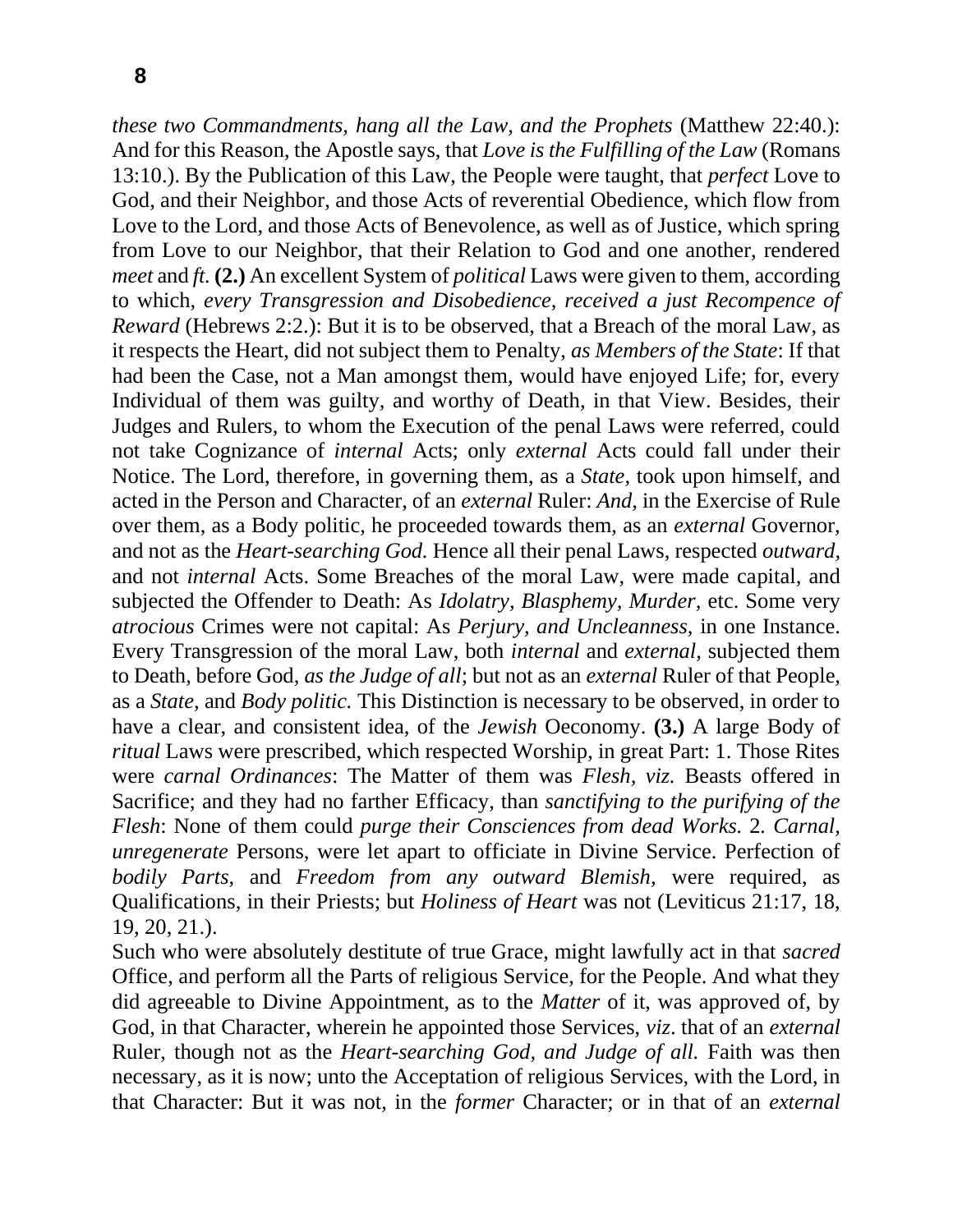*these two Commandments, hang all the Law, and the Prophets* (Matthew 22:40.): And for this Reason, the Apostle says, that *Love is the Fulfilling of the Law* (Romans 13:10.). By the Publication of this Law, the People were taught, that *perfect* Love to God, and their Neighbor, and those Acts of reverential Obedience, which flow from Love to the Lord, and those Acts of Benevolence, as well as of Justice, which spring from Love to our Neighbor, that their Relation to God and one another, rendered *meet* and *ft.* **(2.)** An excellent System of *political* Laws were given to them, according to which, *every Transgression and Disobedience, received a just Recompence of Reward* (Hebrews 2:2.): But it is to be observed, that a Breach of the moral Law, as it respects the Heart, did not subject them to Penalty, *as Members of the State*: If that had been the Case, not a Man amongst them, would have enjoyed Life; for, every Individual of them was guilty, and worthy of Death, in that View. Besides, their Judges and Rulers, to whom the Execution of the penal Laws were referred, could not take Cognizance of *internal* Acts; only *external* Acts could fall under their Notice. The Lord, therefore, in governing them, as a *State*, took upon himself, and acted in the Person and Character, of an *external* Ruler: *And*, in the Exercise of Rule over them, as a Body politic, he proceeded towards them, as an *external* Governor, and not as the *Heart-searching God.* Hence all their penal Laws, respected *outward*, and not *internal* Acts. Some Breaches of the moral Law, were made capital, and subjected the Offender to Death: As *Idolatry, Blasphemy, Murder*, etc. Some very *atrocious* Crimes were not capital: As *Perjury, and Uncleanness,* in one Instance. Every Transgression of the moral Law, both *internal* and *external,* subjected them to Death, before God, *as the Judge of all*; but not as an *external* Ruler of that People, as a *State,* and *Body politic.* This Distinction is necessary to be observed, in order to have a clear, and consistent idea, of the *Jewish* Oeconomy. **(3.)** A large Body of *ritual* Laws were prescribed, which respected Worship, in great Part: 1. Those Rites were *carnal Ordinances*: The Matter of them was *Flesh, viz.* Beasts offered in Sacrifice; and they had no farther Efficacy, than *sanctifying to the purifying of the Flesh*: None of them could *purge their Consciences from dead Works.* 2. *Carnal, unregenerate* Persons, were let apart to officiate in Divine Service. Perfection of *bodily Parts,* and *Freedom from any outward Blemish,* were required, as Qualifications, in their Priests; but *Holiness of Heart* was not (Leviticus 21:17, 18, 19, 20, 21.).

Such who were absolutely destitute of true Grace, might lawfully act in that *sacred* Office, and perform all the Parts of religious Service, for the People. And what they did agreeable to Divine Appointment, as to the *Matter* of it, was approved of, by God, in that Character, wherein he appointed those Services, *viz*. that of an *external* Ruler, though not as the *Heart-searching God, and Judge of all.* Faith was then necessary, as it is now; unto the Acceptation of religious Services, with the Lord, in that Character: But it was not, in the *former* Character; or in that of an *external*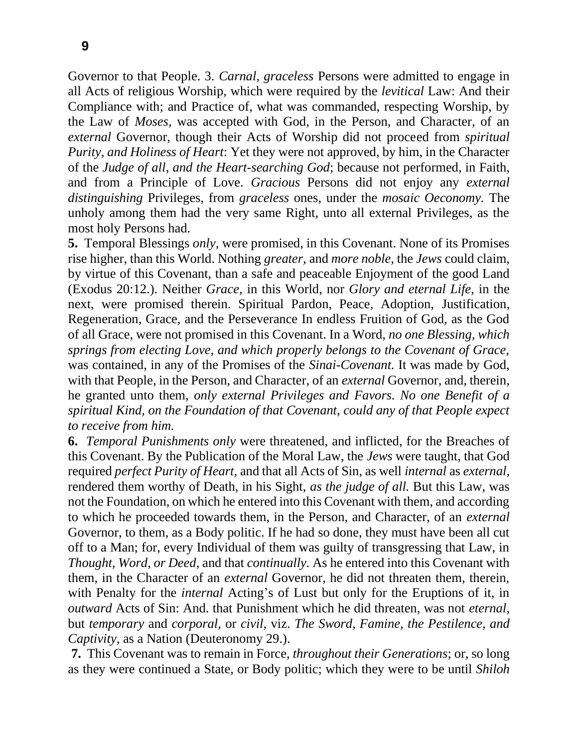Governor to that People. 3. *Carnal, graceless* Persons were admitted to engage in all Acts of religious Worship, which were required by the *levitical* Law: And their Compliance with; and Practice of, what was commanded, respecting Worship, by the Law of *Moses,* was accepted with God, in the Person, and Character, of an *external* Governor, though their Acts of Worship did not proceed from *spiritual Purity, and Holiness of Heart*: Yet they were not approved, by him, in the Character of the *Judge of all, and the Heart-searching God*; because not performed, in Faith, and from a Principle of Love. *Gracious* Persons did not enjoy any *external distinguishing* Privileges, from *graceless* ones, under the *mosaic Oeconomy.* The unholy among them had the very same Right, unto all external Privileges, as the most holy Persons had.

**5.** Temporal Blessings *only,* were promised, in this Covenant. None of its Promises rise higher, than this World. Nothing *greater,* and *more noble,* the *Jews* could claim, by virtue of this Covenant, than a safe and peaceable Enjoyment of the good Land (Exodus 20:12.). Neither *Grace,* in this World, nor *Glory and eternal Life,* in the next, were promised therein. Spiritual Pardon, Peace, Adoption, Justification, Regeneration, Grace, and the Perseverance In endless Fruition of God, as the God of all Grace, were not promised in this Covenant. In a Word, *no one Blessing, which springs from electing Love, and which properly belongs to the Covenant of Grace,* was contained, in any of the Promises of the *Sinai-Covenant.* It was made by God, with that People, in the Person, and Character, of an *external* Governor, and, therein, he granted unto them, *only external Privileges and Favors. No one Benefit of a spiritual Kind, on the Foundation of that Covenant, could any of that People expect to receive from him.*

**6.** *Temporal Punishments only* were threatened, and inflicted, for the Breaches of this Covenant. By the Publication of the Moral Law, the *Jews* were taught, that God required *perfect Purity of Heart,* and that all Acts of Sin, as well *internal* as *external,* rendered them worthy of Death, in his Sight, *as the judge of all.* But this Law, was not the Foundation, on which he entered into this Covenant with them, and according to which he proceeded towards them, in the Person, and Character, of an *external* Governor, to them, as a Body politic. If he had so done, they must have been all cut off to a Man; for, every Individual of them was guilty of transgressing that Law, in *Thought, Word, or Deed,* and that *continually.* As he entered into this Covenant with them, in the Character of an *external* Governor, he did not threaten them, therein, with Penalty for the *internal* Acting's of Lust but only for the Eruptions of it, in *outward* Acts of Sin: And. that Punishment which he did threaten, was not *eternal,* but *temporary* and *corporal,* or *civil,* viz. *The Sword, Famine, the Pestilence, and Captivity,* as a Nation (Deuteronomy 29.).

**7.** This Covenant was to remain in Force, *throughout their Generations*; or, so long as they were continued a State, or Body politic; which they were to be until *Shiloh*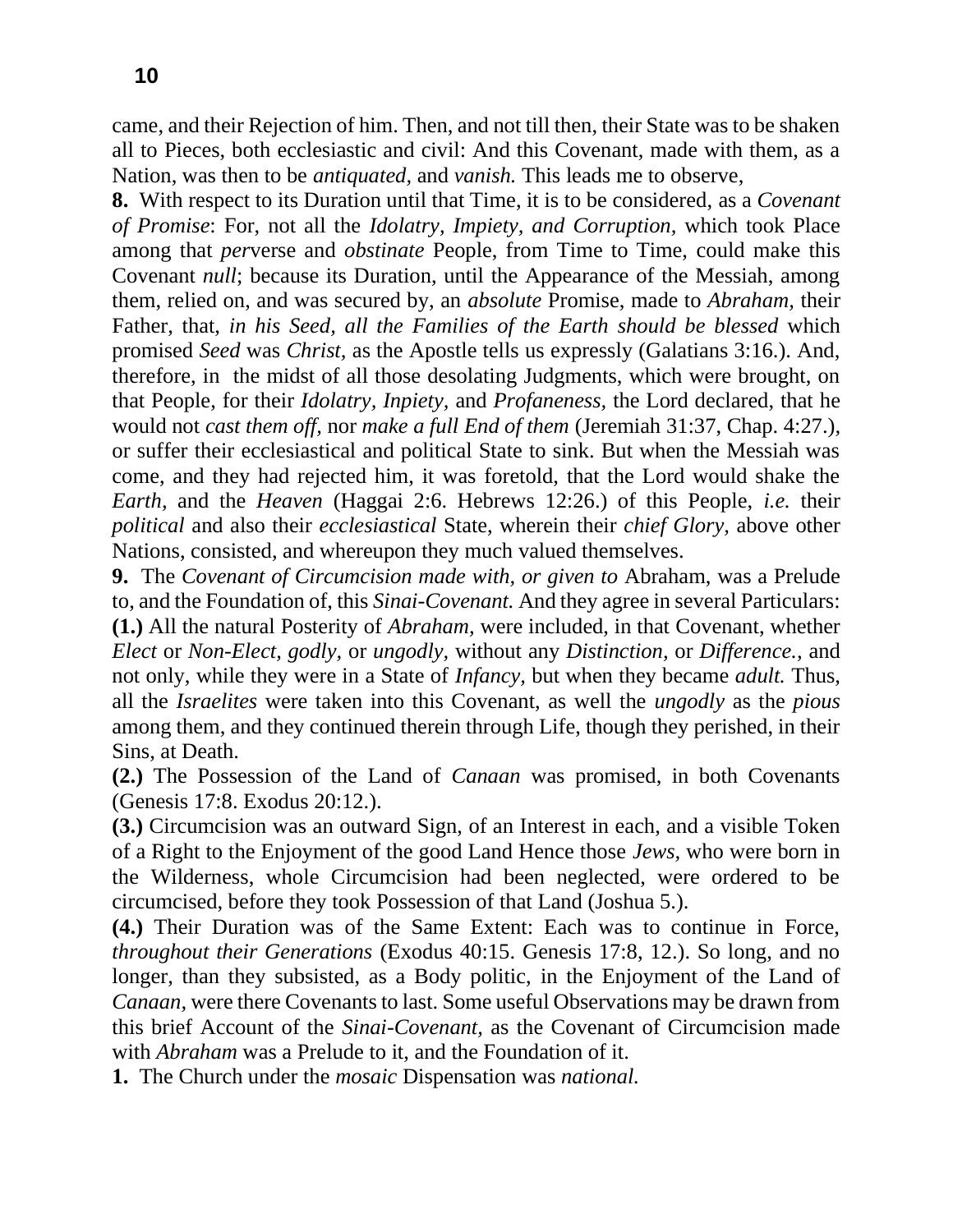came, and their Rejection of him. Then, and not till then, their State was to be shaken all to Pieces, both ecclesiastic and civil: And this Covenant, made with them, as a Nation, was then to be *antiquated,* and *vanish.* This leads me to observe,

**8.** With respect to its Duration until that Time, it is to be considered, as a *Covenant of Promise*: For, not all the *Idolatry, Impiety, and Corruption,* which took Place among that *per*verse and *obstinate* People, from Time to Time, could make this Covenant *null*; because its Duration, until the Appearance of the Messiah, among them, relied on, and was secured by, an *absolute* Promise, made to *Abraham,* their Father, that, *in his Seed, all the Families of the Earth should be blessed* which promised *Seed* was *Christ,* as the Apostle tells us expressly (Galatians 3:16.). And, therefore, in the midst of all those desolating Judgments, which were brought, on that People, for their *Idolatry, Inpiety,* and *Profaneness,* the Lord declared, that he would not *cast them off,* nor *make a full End of them* (Jeremiah 31:37, Chap. 4:27.), or suffer their ecclesiastical and political State to sink. But when the Messiah was come, and they had rejected him, it was foretold, that the Lord would shake the *Earth,* and the *Heaven* (Haggai 2:6. Hebrews 12:26.) of this People, *i.e.* their *political* and also their *ecclesiastical* State, wherein their *chief Glory,* above other Nations, consisted, and whereupon they much valued themselves.

**9.** The *Covenant of Circumcision made with, or given to* Abraham, was a Prelude to, and the Foundation of, this *Sinai-Covenant.* And they agree in several Particulars:

**(1.)** All the natural Posterity of *Abraham,* were included, in that Covenant, whether *Elect* or *Non-Elect, godly,* or *ungodly,* without any *Distinction,* or *Difference.,* and not only, while they were in a State of *Infancy,* but when they became *adult.* Thus, all the *Israelites* were taken into this Covenant, as well the *ungodly* as the *pious* among them, and they continued therein through Life, though they perished, in their Sins, at Death.

**(2.)** The Possession of the Land of *Canaan* was promised, in both Covenants (Genesis 17:8. Exodus 20:12.).

**(3.)** Circumcision was an outward Sign, of an Interest in each, and a visible Token of a Right to the Enjoyment of the good Land Hence those *Jews,* who were born in the Wilderness, whole Circumcision had been neglected, were ordered to be circumcised, before they took Possession of that Land (Joshua 5.).

**(4.)** Their Duration was of the Same Extent: Each was to continue in Force, *throughout their Generations* (Exodus 40:15. Genesis 17:8, 12.). So long, and no longer, than they subsisted, as a Body politic, in the Enjoyment of the Land of *Canaan,* were there Covenants to last. Some useful Observations may be drawn from this brief Account of the *Sinai-Covenant,* as the Covenant of Circumcision made with *Abraham* was a Prelude to it, and the Foundation of it.

**1.** The Church under the *mosaic* Dispensation was *national.*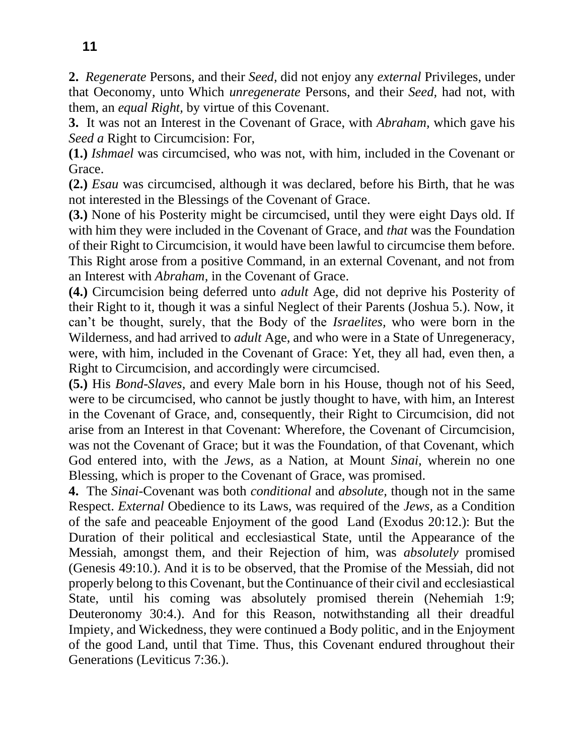**2.** *Regenerate* Persons, and their *Seed,* did not enjoy any *external* Privileges, under that Oeconomy, unto Which *unregenerate* Persons, and their *Seed,* had not, with them, an *equal Right,* by virtue of this Covenant.

**3.** It was not an Interest in the Covenant of Grace, with *Abraham,* which gave his *Seed a* Right to Circumcision: For,

**(1.)** *Ishmael* was circumcised, who was not, with him, included in the Covenant or Grace.

**(2.)** *Esau* was circumcised, although it was declared, before his Birth, that he was not interested in the Blessings of the Covenant of Grace.

**(3.)** None of his Posterity might be circumcised, until they were eight Days old. If with him they were included in the Covenant of Grace, and *that* was the Foundation of their Right to Circumcision, it would have been lawful to circumcise them before. This Right arose from a positive Command, in an external Covenant, and not from an Interest with *Abraham,* in the Covenant of Grace.

**(4.)** Circumcision being deferred unto *adult* Age, did not deprive his Posterity of their Right to it, though it was a sinful Neglect of their Parents (Joshua 5.). Now, it can't be thought, surely, that the Body of the *Israelites,* who were born in the Wilderness, and had arrived to *adult* Age, and who were in a State of Unregeneracy, were, with him, included in the Covenant of Grace: Yet, they all had, even then, a Right to Circumcision, and accordingly were circumcised.

**(5.)** His *Bond-Slaves,* and every Male born in his House, though not of his Seed, were to be circumcised, who cannot be justly thought to have, with him, an Interest in the Covenant of Grace, and, consequently, their Right to Circumcision, did not arise from an Interest in that Covenant: Wherefore, the Covenant of Circumcision, was not the Covenant of Grace; but it was the Foundation, of that Covenant, which God entered into, with the *Jews,* as a Nation, at Mount *Sinai,* wherein no one Blessing, which is proper to the Covenant of Grace, was promised.

**4.** The *Sinai*-Covenant was both *conditional* and *absolute,* though not in the same Respect. *External* Obedience to its Laws, was required of the *Jews,* as a Condition of the safe and peaceable Enjoyment of the good Land (Exodus 20:12.): But the Duration of their political and ecclesiastical State, until the Appearance of the Messiah, amongst them, and their Rejection of him, was *absolutely* promised (Genesis 49:10.). And it is to be observed, that the Promise of the Messiah, did not properly belong to this Covenant, but the Continuance of their civil and ecclesiastical State, until his coming was absolutely promised therein (Nehemiah 1:9; Deuteronomy 30:4.). And for this Reason, notwithstanding all their dreadful Impiety, and Wickedness, they were continued a Body politic, and in the Enjoyment of the good Land, until that Time. Thus, this Covenant endured throughout their Generations (Leviticus 7:36.).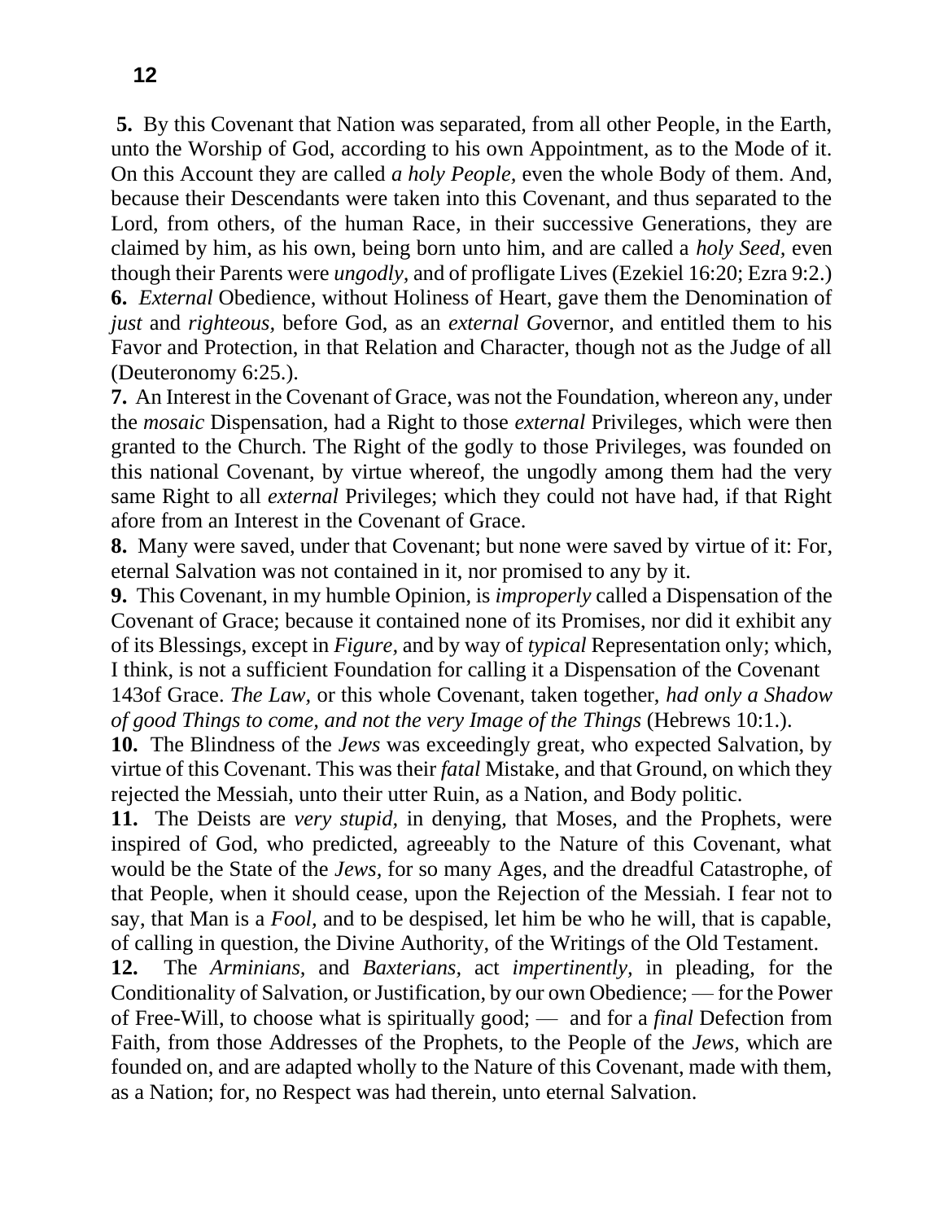**5.** By this Covenant that Nation was separated, from all other People, in the Earth, unto the Worship of God, according to his own Appointment, as to the Mode of it. On this Account they are called *a holy People,* even the whole Body of them. And, because their Descendants were taken into this Covenant, and thus separated to the Lord, from others, of the human Race, in their successive Generations, they are claimed by him, as his own, being born unto him, and are called a *holy Seed,* even though their Parents were *ungodly*, and of profligate Lives (Ezekiel 16:20; Ezra 9:2.)
**6.** *External* Obedience, without Holiness of Heart, gave them the Denomination of *just* and *righteous,* before God, as an *external Go*vernor, and entitled them to his Favor and Protection, in that Relation and Character, though not as the Judge of all (Deuteronomy 6:25.).
**7.** An Interest in the Covenant of Grace, was not the Foundation, whereon any, under the *mosaic* Dispensation, had a Right to those *external* Privileges, which were then granted to the Church. The Right of the godly to those Privileges, was founded on this national Covenant, by virtue whereof, the ungodly among them had the very same Right to all *external* Privileges; which they could not have had, if that Right afore from an Interest in the Covenant of Grace.
**8.** Many were saved, under that Covenant; but none were saved by virtue of it: For, eternal Salvation was not contained in it, nor promised to any by it.
**9.** This Covenant, in my humble Opinion, is *improperly* called a Dispensation of the Covenant of Grace; because it contained none of its Promises, nor did it exhibit any of its Blessings, except in *Figure,* and by way of *typical* Representation only; which, I think, is not a sufficient Foundation for calling it a Dispensation of the Covenant 143of Grace. *The Law,* or this whole Covenant, taken together, *had only a Shadow of good Things to come, and not the very Image of the Things* (Hebrews 10:1.).
**10.** The Blindness of the *Jews* was exceedingly great, who expected Salvation, by virtue of this Covenant. This was their *fatal* Mistake, and that Ground, on which they rejected the Messiah, unto their utter Ruin, as a Nation, and Body politic.
**11.** The Deists are *very stupid,* in denying, that Moses, and the Prophets, were inspired of God, who predicted, agreeably to the Nature of this Covenant, what would be the State of the *Jews,* for so many Ages, and the dreadful Catastrophe, of that People, when it should cease, upon the Rejection of the Messiah. I fear not to say, that Man is a *Fool,* and to be despised, let him be who he will, that is capable, of calling in question, the Divine Authority, of the Writings of the Old Testament.
**12.** The *Arminians,* and *Baxterians,* act *impertinently,* in pleading, for the Conditionality of Salvation, or Justification, by our own Obedience; — for the Power of Free-Will, to choose what is spiritually good; — and for a *final* Defection from Faith, from those Addresses of the Prophets, to the People of the *Jews,* which are founded on, and are adapted wholly to the Nature of this Covenant, made with them, as a Nation; for, no Respect was had therein, unto eternal Salvation.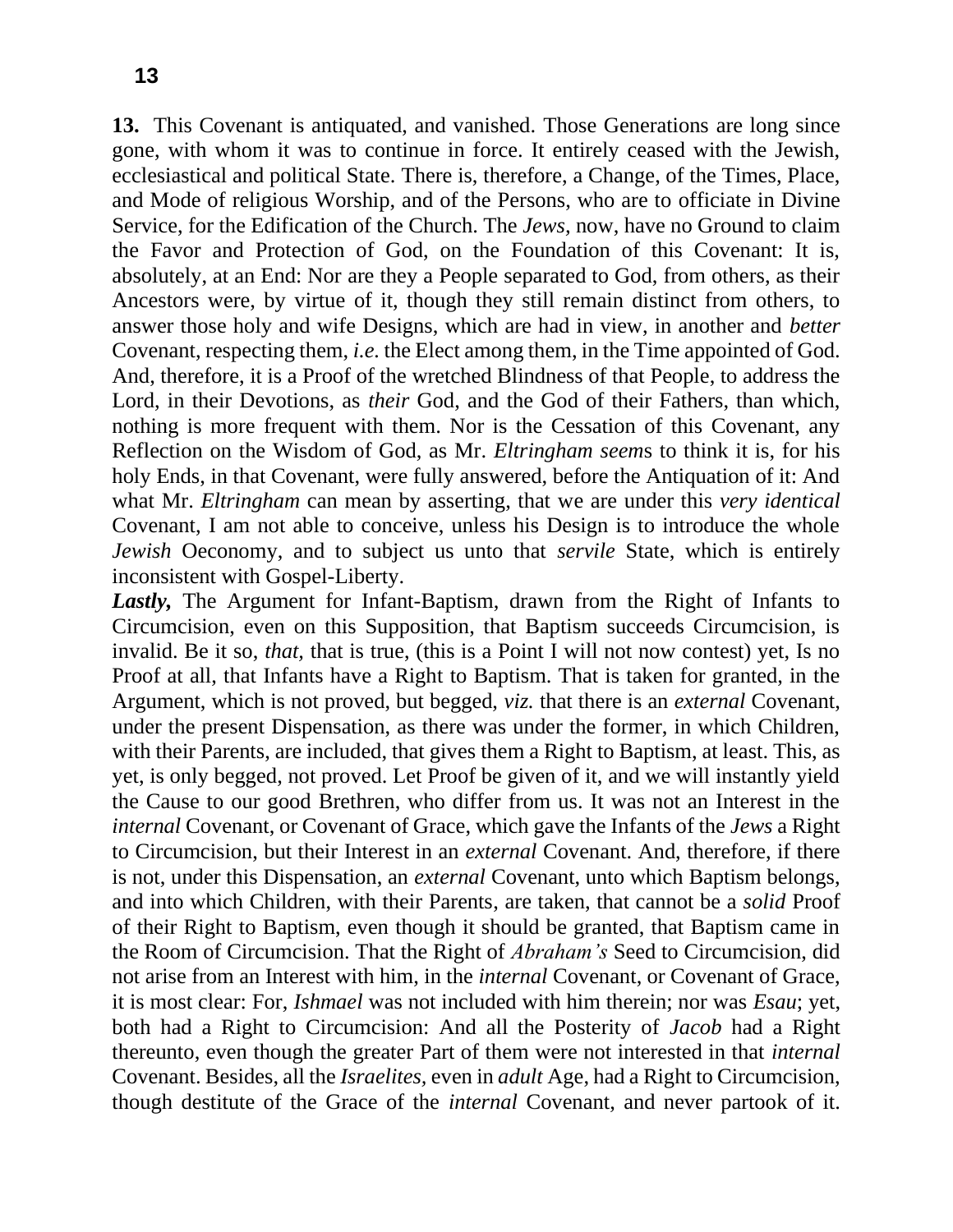**13.** This Covenant is antiquated, and vanished. Those Generations are long since gone, with whom it was to continue in force. It entirely ceased with the Jewish, ecclesiastical and political State. There is, therefore, a Change, of the Times, Place, and Mode of religious Worship, and of the Persons, who are to officiate in Divine Service, for the Edification of the Church. The *Jews*, now, have no Ground to claim the Favor and Protection of God, on the Foundation of this Covenant: It is, absolutely, at an End: Nor are they a People separated to God, from others, as their Ancestors were, by virtue of it, though they still remain distinct from others, to answer those holy and wife Designs, which are had in view, in another and *better* Covenant, respecting them, *i.e.* the Elect among them, in the Time appointed of God. And, therefore, it is a Proof of the wretched Blindness of that People, to address the Lord, in their Devotions, as *their* God, and the God of their Fathers, than which, nothing is more frequent with them. Nor is the Cessation of this Covenant, any Reflection on the Wisdom of God, as Mr. *Eltringham seem*s to think it is, for his holy Ends, in that Covenant, were fully answered, before the Antiquation of it: And what Mr. *Eltringham* can mean by asserting, that we are under this *very identical* Covenant, I am not able to conceive, unless his Design is to introduce the whole *Jewish* Oeconomy, and to subject us unto that *servile* State, which is entirely inconsistent with Gospel-Liberty.

***Lastly,*** The Argument for Infant-Baptism, drawn from the Right of Infants to Circumcision, even on this Supposition, that Baptism succeeds Circumcision, is invalid. Be it so, *that*, that is true, (this is a Point I will not now contest) yet, Is no Proof at all, that Infants have a Right to Baptism. That is taken for granted, in the Argument, which is not proved, but begged, *viz.* that there is an *external* Covenant, under the present Dispensation, as there was under the former, in which Children, with their Parents, are included, that gives them a Right to Baptism, at least. This, as yet, is only begged, not proved. Let Proof be given of it, and we will instantly yield the Cause to our good Brethren, who differ from us. It was not an Interest in the *internal* Covenant, or Covenant of Grace, which gave the Infants of the *Jews* a Right to Circumcision, but their Interest in an *external* Covenant. And, therefore, if there is not, under this Dispensation, an *external* Covenant, unto which Baptism belongs, and into which Children, with their Parents, are taken, that cannot be a *solid* Proof of their Right to Baptism, even though it should be granted, that Baptism came in the Room of Circumcision. That the Right of *Abraham's* Seed to Circumcision, did not arise from an Interest with him, in the *internal* Covenant, or Covenant of Grace, it is most clear: For, *Ishmael* was not included with him therein; nor was *Esau*; yet, both had a Right to Circumcision: And all the Posterity of *Jacob* had a Right thereunto, even though the greater Part of them were not interested in that *internal* Covenant. Besides, all the *Israelites,* even in *adult* Age, had a Right to Circumcision, though destitute of the Grace of the *internal* Covenant, and never partook of it.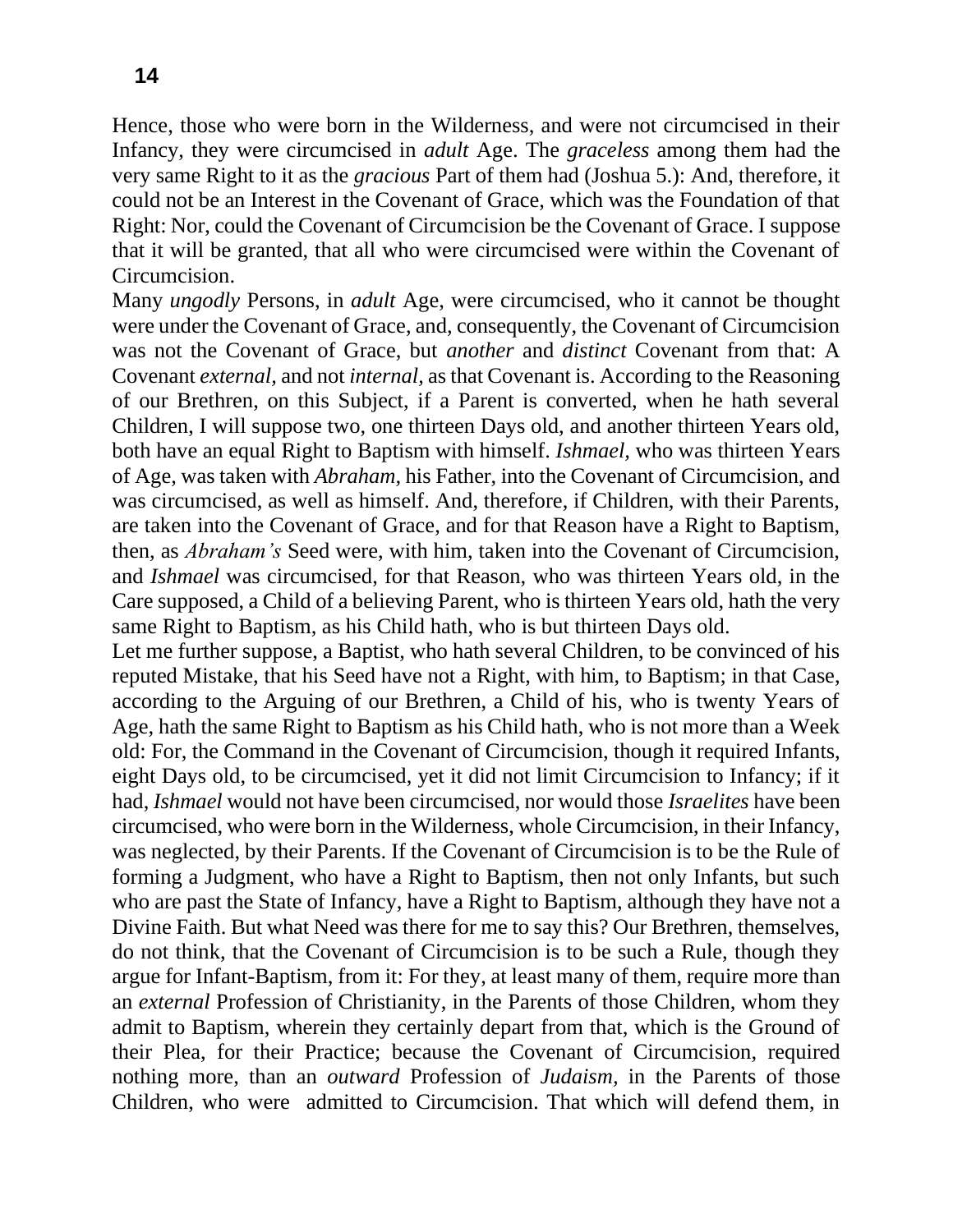Hence, those who were born in the Wilderness, and were not circumcised in their Infancy, they were circumcised in *adult* Age. The *graceless* among them had the very same Right to it as the *gracious* Part of them had (Joshua 5.): And, therefore, it could not be an Interest in the Covenant of Grace, which was the Foundation of that Right: Nor, could the Covenant of Circumcision be the Covenant of Grace. I suppose that it will be granted, that all who were circumcised were within the Covenant of Circumcision.

Many *ungodly* Persons, in *adult* Age, were circumcised, who it cannot be thought were under the Covenant of Grace, and, consequently, the Covenant of Circumcision was not the Covenant of Grace, but *another* and *distinct* Covenant from that: A Covenant *external,* and not *internal,* as that Covenant is. According to the Reasoning of our Brethren, on this Subject, if a Parent is converted, when he hath several Children, I will suppose two, one thirteen Days old, and another thirteen Years old, both have an equal Right to Baptism with himself. *Ishmael,* who was thirteen Years of Age, was taken with *Abraham,* his Father, into the Covenant of Circumcision, and was circumcised, as well as himself. And, therefore, if Children, with their Parents, are taken into the Covenant of Grace, and for that Reason have a Right to Baptism, then, as *Abraham's* Seed were, with him, taken into the Covenant of Circumcision, and *Ishmael* was circumcised, for that Reason, who was thirteen Years old, in the Care supposed, a Child of a believing Parent, who is thirteen Years old, hath the very same Right to Baptism, as his Child hath, who is but thirteen Days old.

Let me further suppose, a Baptist, who hath several Children, to be convinced of his reputed Mistake, that his Seed have not a Right, with him, to Baptism; in that Case, according to the Arguing of our Brethren, a Child of his, who is twenty Years of Age, hath the same Right to Baptism as his Child hath, who is not more than a Week old: For, the Command in the Covenant of Circumcision, though it required Infants, eight Days old, to be circumcised, yet it did not limit Circumcision to Infancy; if it had, *Ishmael* would not have been circumcised, nor would those *Israelites* have been circumcised, who were born in the Wilderness, whole Circumcision, in their Infancy, was neglected, by their Parents. If the Covenant of Circumcision is to be the Rule of forming a Judgment, who have a Right to Baptism, then not only Infants, but such who are past the State of Infancy, have a Right to Baptism, although they have not a Divine Faith. But what Need was there for me to say this? Our Brethren, themselves, do not think, that the Covenant of Circumcision is to be such a Rule, though they argue for Infant-Baptism, from it: For they, at least many of them, require more than an *external* Profession of Christianity, in the Parents of those Children, whom they admit to Baptism, wherein they certainly depart from that, which is the Ground of their Plea, for their Practice; because the Covenant of Circumcision, required nothing more, than an *outward* Profession of *Judaism,* in the Parents of those Children, who were admitted to Circumcision. That which will defend them, in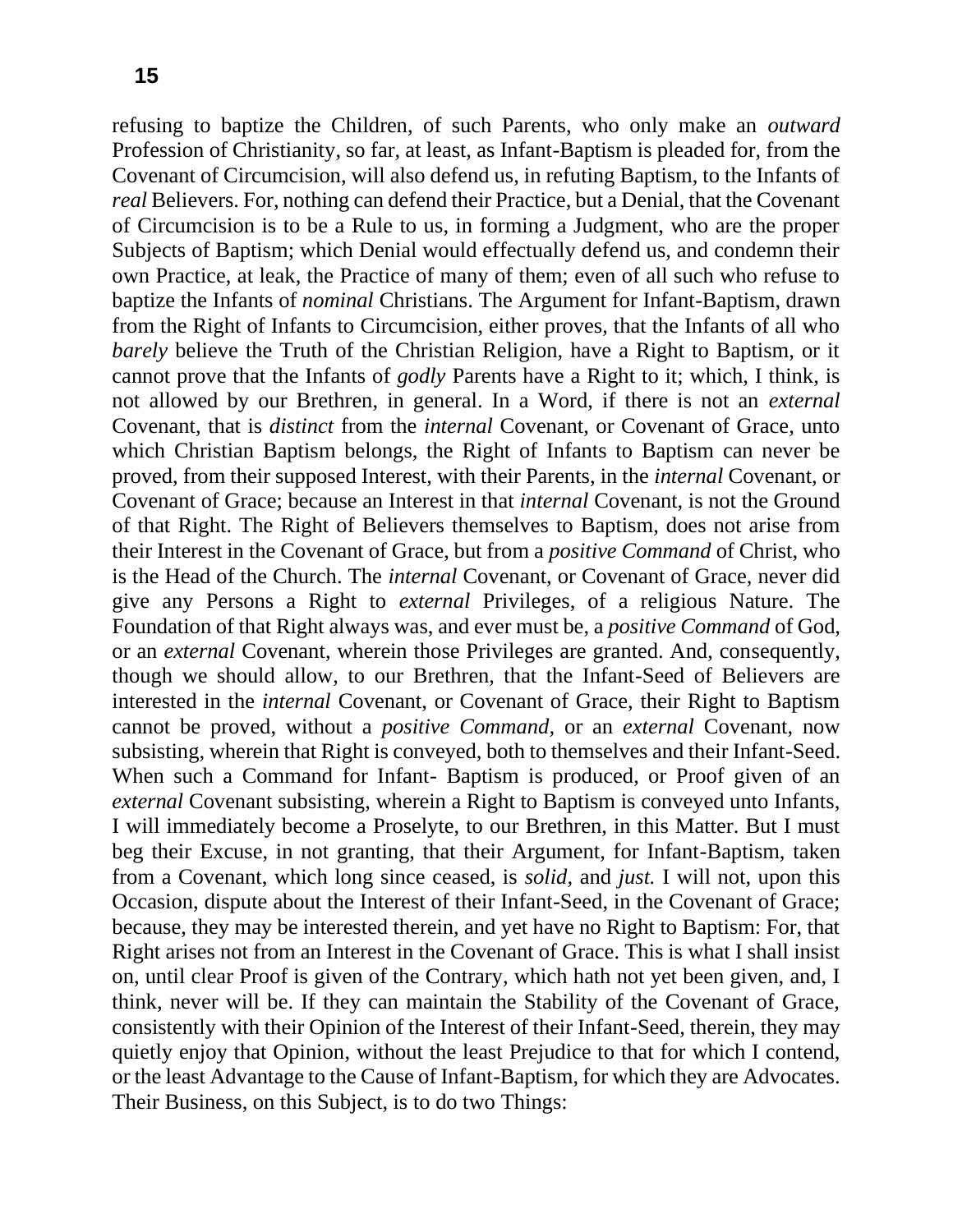refusing to baptize the Children, of such Parents, who only make an *outward* Profession of Christianity, so far, at least, as Infant-Baptism is pleaded for, from the Covenant of Circumcision, will also defend us, in refuting Baptism, to the Infants of *real* Believers. For, nothing can defend their Practice, but a Denial, that the Covenant of Circumcision is to be a Rule to us, in forming a Judgment, who are the proper Subjects of Baptism; which Denial would effectually defend us, and condemn their own Practice, at leak, the Practice of many of them; even of all such who refuse to baptize the Infants of *nominal* Christians. The Argument for Infant-Baptism, drawn from the Right of Infants to Circumcision, either proves, that the Infants of all who *barely* believe the Truth of the Christian Religion, have a Right to Baptism, or it cannot prove that the Infants of *godly* Parents have a Right to it; which, I think, is not allowed by our Brethren, in general. In a Word, if there is not an *external* Covenant, that is *distinct* from the *internal* Covenant, or Covenant of Grace, unto which Christian Baptism belongs, the Right of Infants to Baptism can never be proved, from their supposed Interest, with their Parents, in the *internal* Covenant, or Covenant of Grace; because an Interest in that *internal* Covenant, is not the Ground of that Right. The Right of Believers themselves to Baptism, does not arise from their Interest in the Covenant of Grace, but from a *positive Command* of Christ, who is the Head of the Church. The *internal* Covenant, or Covenant of Grace, never did give any Persons a Right to *external* Privileges, of a religious Nature. The Foundation of that Right always was, and ever must be, a *positive Command* of God, or an *external* Covenant, wherein those Privileges are granted. And, consequently, though we should allow, to our Brethren, that the Infant-Seed of Believers are interested in the *internal* Covenant, or Covenant of Grace, their Right to Baptism cannot be proved, without a *positive Command,* or an *external* Covenant, now subsisting, wherein that Right is conveyed, both to themselves and their Infant-Seed. When such a Command for Infant- Baptism is produced, or Proof given of an *external* Covenant subsisting, wherein a Right to Baptism is conveyed unto Infants, I will immediately become a Proselyte, to our Brethren, in this Matter. But I must beg their Excuse, in not granting, that their Argument, for Infant-Baptism, taken from a Covenant, which long since ceased, is *solid*, and *just.* I will not, upon this Occasion, dispute about the Interest of their Infant-Seed, in the Covenant of Grace; because, they may be interested therein, and yet have no Right to Baptism: For, that Right arises not from an Interest in the Covenant of Grace. This is what I shall insist on, until clear Proof is given of the Contrary, which hath not yet been given, and, I think, never will be. If they can maintain the Stability of the Covenant of Grace, consistently with their Opinion of the Interest of their Infant-Seed, therein, they may quietly enjoy that Opinion, without the least Prejudice to that for which I contend, or the least Advantage to the Cause of Infant-Baptism, for which they are Advocates. Their Business, on this Subject, is to do two Things: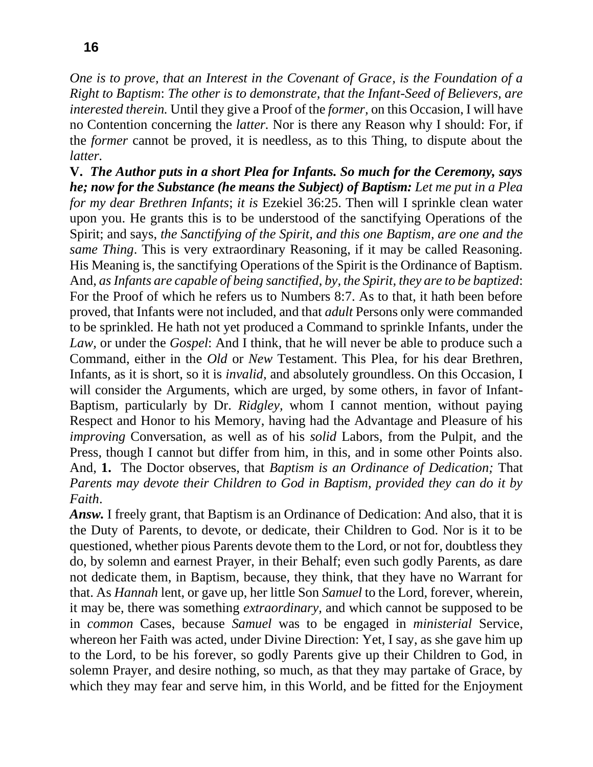*One is to prove, that an Interest in the Covenant of Grace, is the Foundation of a Right to Baptism*: *The other is to demonstrate, that the Infant-Seed of Believers, are interested therein.* Until they give a Proof of the *former*, on this Occasion, I will have no Contention concerning the *latter.* Nor is there any Reason why I should: For, if the *former* cannot be proved, it is needless, as to this Thing, to dispute about the *latter.*

**V.** ***The Author puts in a short Plea for Infants. So much for the Ceremony, says he; now for the Substance (he means the Subject) of Baptism: Let me put in a Plea for my dear Brethren Infants***; *it is* Ezekiel 36:25. Then will I sprinkle clean water upon you. He grants this is to be understood of the sanctifying Operations of the Spirit; and says, *the Sanctifying of the Spirit, and this one Baptism, are one and the same Thing*. This is very extraordinary Reasoning, if it may be called Reasoning. His Meaning is, the sanctifying Operations of the Spirit is the Ordinance of Baptism. And, *as Infants are capable of being sanctified, by, the Spirit, they are to be baptized*: For the Proof of which he refers us to Numbers 8:7. As to that, it hath been before proved, that Infants were not included, and that *adult* Persons only were commanded to be sprinkled. He hath not yet produced a Command to sprinkle Infants, under the *Law,* or under the *Gospel*: And I think, that he will never be able to produce such a Command, either in the *Old* or *New* Testament. This Plea, for his dear Brethren, Infants, as it is short, so it is *invalid,* and absolutely groundless. On this Occasion, I will consider the Arguments, which are urged, by some others, in favor of Infant-Baptism, particularly by Dr. *Ridgley,* whom I cannot mention, without paying Respect and Honor to his Memory, having had the Advantage and Pleasure of his *improving* Conversation, as well as of his *solid* Labors, from the Pulpit, and the Press, though I cannot but differ from him, in this, and in some other Points also. And, **1.** The Doctor observes, that *Baptism is an Ordinance of Dedication;* That *Parents may devote their Children to God in Baptism, provided they can do it by Faith*.

***Answ.*** I freely grant, that Baptism is an Ordinance of Dedication: And also, that it is the Duty of Parents, to devote, or dedicate, their Children to God. Nor is it to be questioned, whether pious Parents devote them to the Lord, or not for, doubtless they do, by solemn and earnest Prayer, in their Behalf; even such godly Parents, as dare not dedicate them, in Baptism, because, they think, that they have no Warrant for that. As *Hannah* lent, or gave up, her little Son *Samuel* to the Lord, forever, wherein, it may be, there was something *extraordinary,* and which cannot be supposed to be in *common* Cases, because *Samuel* was to be engaged in *ministerial* Service, whereon her Faith was acted, under Divine Direction: Yet, I say, as she gave him up to the Lord, to be his forever, so godly Parents give up their Children to God, in solemn Prayer, and desire nothing, so much, as that they may partake of Grace, by which they may fear and serve him, in this World, and be fitted for the Enjoyment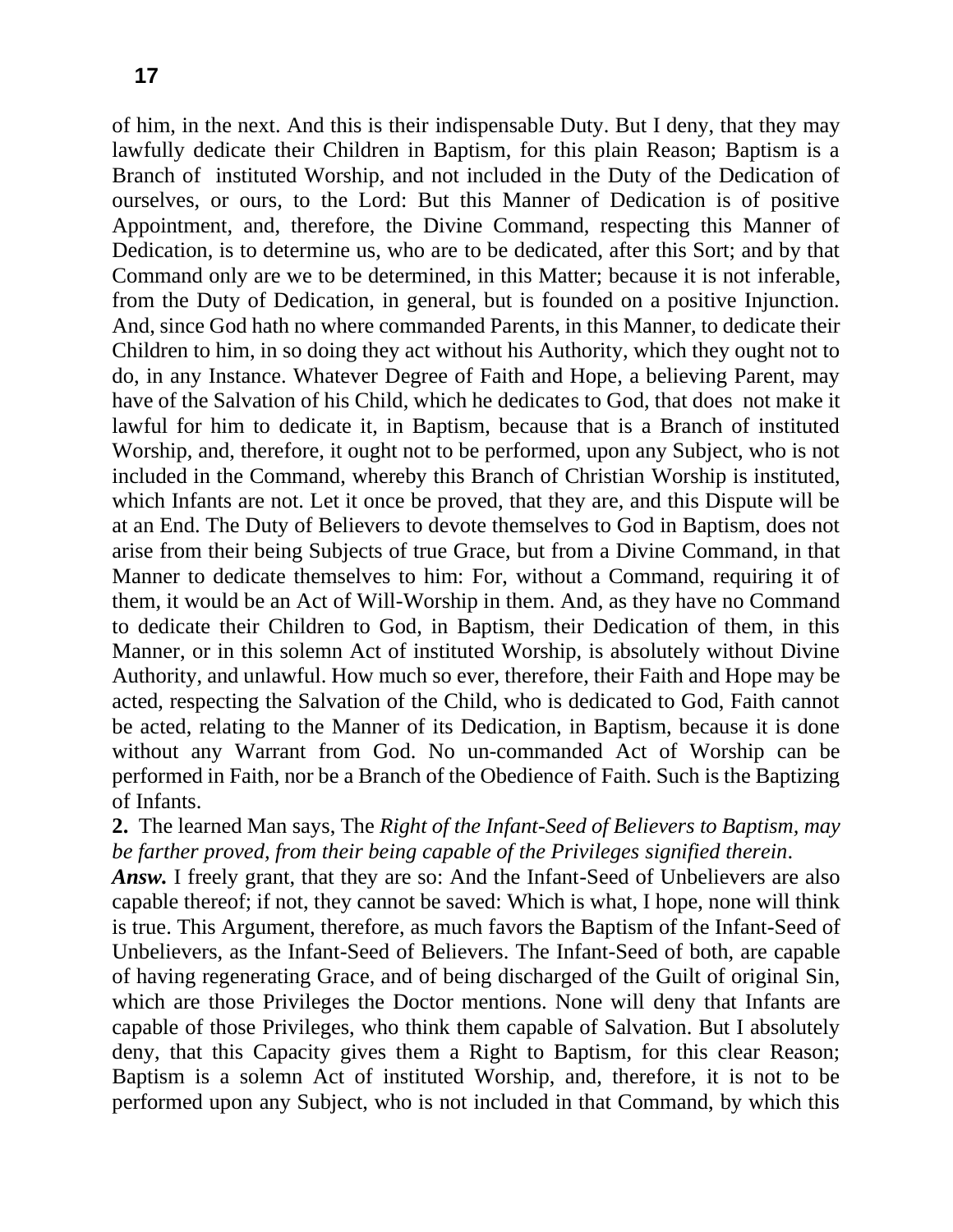of him, in the next. And this is their indispensable Duty. But I deny, that they may lawfully dedicate their Children in Baptism, for this plain Reason; Baptism is a Branch of instituted Worship, and not included in the Duty of the Dedication of ourselves, or ours, to the Lord: But this Manner of Dedication is of positive Appointment, and, therefore, the Divine Command, respecting this Manner of Dedication, is to determine us, who are to be dedicated, after this Sort; and by that Command only are we to be determined, in this Matter; because it is not inferable, from the Duty of Dedication, in general, but is founded on a positive Injunction. And, since God hath no where commanded Parents, in this Manner, to dedicate their Children to him, in so doing they act without his Authority, which they ought not to do, in any Instance. Whatever Degree of Faith and Hope, a believing Parent, may have of the Salvation of his Child, which he dedicates to God, that does not make it lawful for him to dedicate it, in Baptism, because that is a Branch of instituted Worship, and, therefore, it ought not to be performed, upon any Subject, who is not included in the Command, whereby this Branch of Christian Worship is instituted, which Infants are not. Let it once be proved, that they are, and this Dispute will be at an End. The Duty of Believers to devote themselves to God in Baptism, does not arise from their being Subjects of true Grace, but from a Divine Command, in that Manner to dedicate themselves to him: For, without a Command, requiring it of them, it would be an Act of Will-Worship in them. And, as they have no Command to dedicate their Children to God, in Baptism, their Dedication of them, in this Manner, or in this solemn Act of instituted Worship, is absolutely without Divine Authority, and unlawful. How much so ever, therefore, their Faith and Hope may be acted, respecting the Salvation of the Child, who is dedicated to God, Faith cannot be acted, relating to the Manner of its Dedication, in Baptism, because it is done without any Warrant from God. No un-commanded Act of Worship can be performed in Faith, nor be a Branch of the Obedience of Faith. Such is the Baptizing of Infants.

**2.** The learned Man says, The *Right of the Infant-Seed of Believers to Baptism, may be farther proved, from their being capable of the Privileges signified therein*.

***Answ.*** I freely grant, that they are so: And the Infant-Seed of Unbelievers are also capable thereof; if not, they cannot be saved: Which is what, I hope, none will think is true. This Argument, therefore, as much favors the Baptism of the Infant-Seed of Unbelievers, as the Infant-Seed of Believers. The Infant-Seed of both, are capable of having regenerating Grace, and of being discharged of the Guilt of original Sin, which are those Privileges the Doctor mentions. None will deny that Infants are capable of those Privileges, who think them capable of Salvation. But I absolutely deny, that this Capacity gives them a Right to Baptism, for this clear Reason; Baptism is a solemn Act of instituted Worship, and, therefore, it is not to be performed upon any Subject, who is not included in that Command, by which this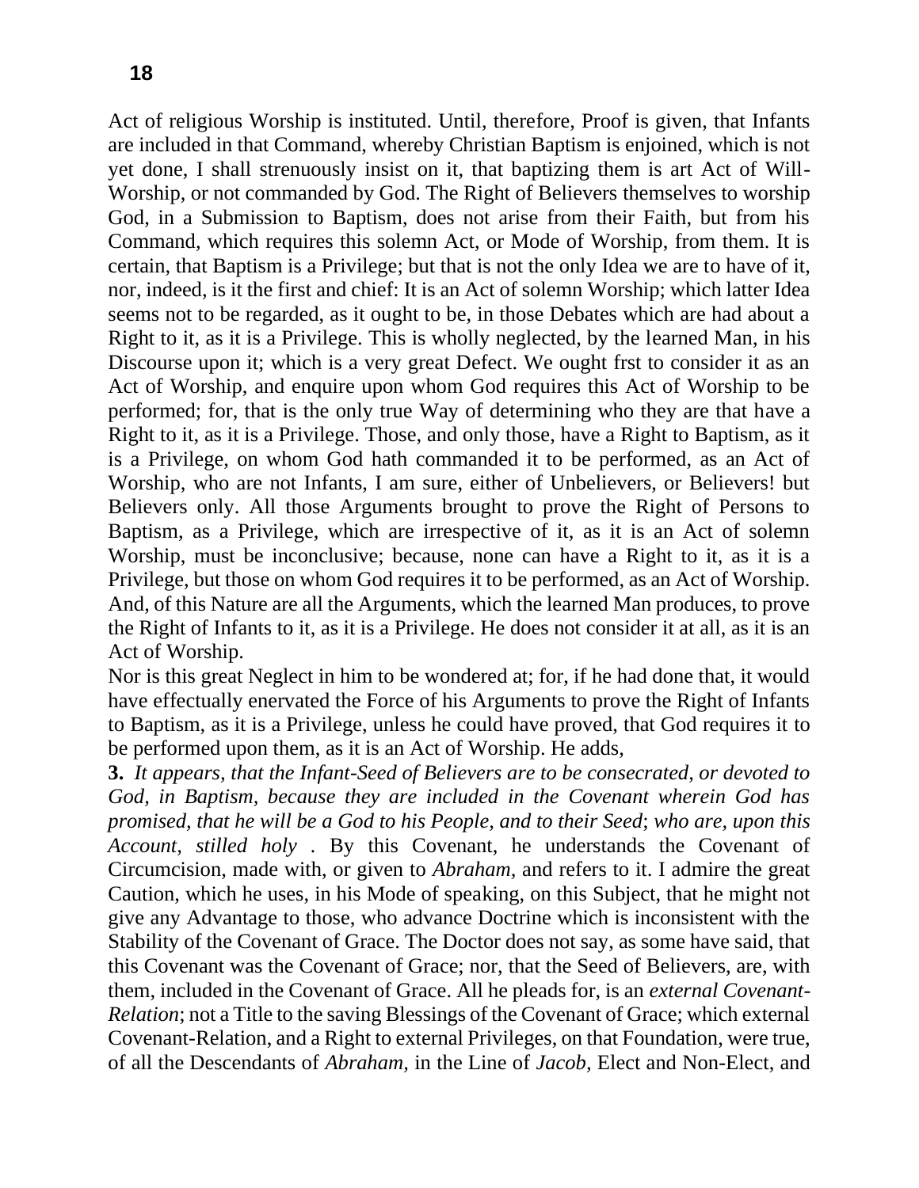Act of religious Worship is instituted. Until, therefore, Proof is given, that Infants are included in that Command, whereby Christian Baptism is enjoined, which is not yet done, I shall strenuously insist on it, that baptizing them is art Act of Will-Worship, or not commanded by God. The Right of Believers themselves to worship God, in a Submission to Baptism, does not arise from their Faith, but from his Command, which requires this solemn Act, or Mode of Worship, from them. It is certain, that Baptism is a Privilege; but that is not the only Idea we are to have of it, nor, indeed, is it the first and chief: It is an Act of solemn Worship; which latter Idea seems not to be regarded, as it ought to be, in those Debates which are had about a Right to it, as it is a Privilege. This is wholly neglected, by the learned Man, in his Discourse upon it; which is a very great Defect. We ought frst to consider it as an Act of Worship, and enquire upon whom God requires this Act of Worship to be performed; for, that is the only true Way of determining who they are that have a Right to it, as it is a Privilege. Those, and only those, have a Right to Baptism, as it is a Privilege, on whom God hath commanded it to be performed, as an Act of Worship, who are not Infants, I am sure, either of Unbelievers, or Believers! but Believers only. All those Arguments brought to prove the Right of Persons to Baptism, as a Privilege, which are irrespective of it, as it is an Act of solemn Worship, must be inconclusive; because, none can have a Right to it, as it is a Privilege, but those on whom God requires it to be performed, as an Act of Worship. And, of this Nature are all the Arguments, which the learned Man produces, to prove the Right of Infants to it, as it is a Privilege. He does not consider it at all, as it is an Act of Worship.

Nor is this great Neglect in him to be wondered at; for, if he had done that, it would have effectually enervated the Force of his Arguments to prove the Right of Infants to Baptism, as it is a Privilege, unless he could have proved, that God requires it to be performed upon them, as it is an Act of Worship. He adds,

**3.** *It appears, that the Infant-Seed of Believers are to be consecrated, or devoted to God, in Baptism, because they are included in the Covenant wherein God has promised, that he will be a God to his People, and to their Seed*; *who are, upon this Account, stilled holy* . By this Covenant, he understands the Covenant of Circumcision, made with, or given to *Abraham*, and refers to it. I admire the great Caution, which he uses, in his Mode of speaking, on this Subject, that he might not give any Advantage to those, who advance Doctrine which is inconsistent with the Stability of the Covenant of Grace. The Doctor does not say, as some have said, that this Covenant was the Covenant of Grace; nor, that the Seed of Believers, are, with them, included in the Covenant of Grace. All he pleads for, is an *external Covenant-Relation*; not a Title to the saving Blessings of the Covenant of Grace; which external Covenant-Relation, and a Right to external Privileges, on that Foundation, were true, of all the Descendants of *Abraham,* in the Line of *Jacob,* Elect and Non-Elect, and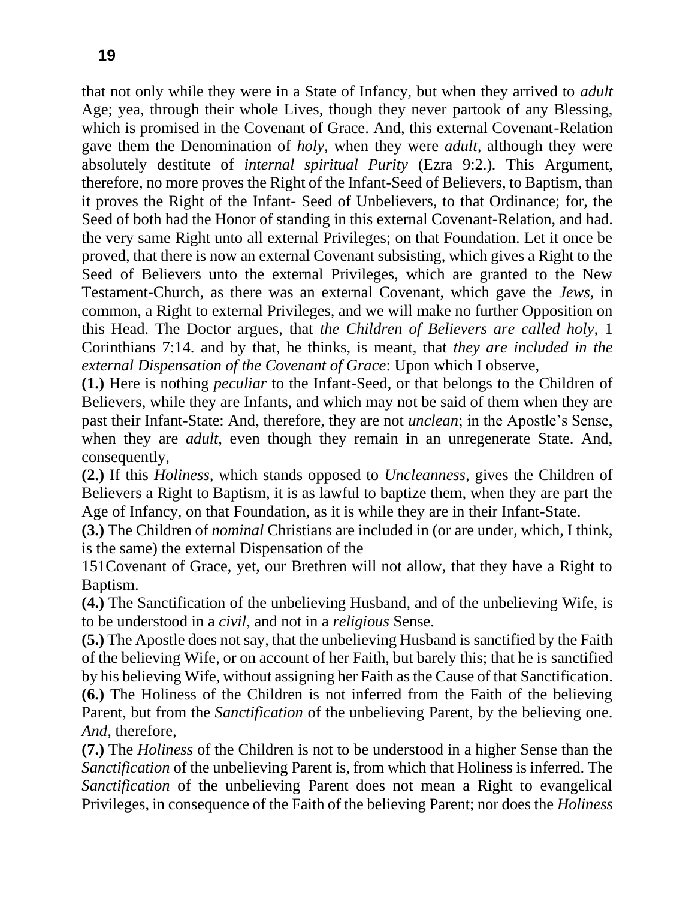that not only while they were in a State of Infancy, but when they arrived to *adult* Age; yea, through their whole Lives, though they never partook of any Blessing, which is promised in the Covenant of Grace. And, this external Covenant-Relation gave them the Denomination of *holy,* when they were *adult,* although they were absolutely destitute of *internal spiritual Purity* (Ezra 9:2.). This Argument, therefore, no more proves the Right of the Infant-Seed of Believers, to Baptism, than it proves the Right of the Infant- Seed of Unbelievers, to that Ordinance; for, the Seed of both had the Honor of standing in this external Covenant-Relation, and had. the very same Right unto all external Privileges; on that Foundation. Let it once be proved, that there is now an external Covenant subsisting, which gives a Right to the Seed of Believers unto the external Privileges, which are granted to the New Testament-Church, as there was an external Covenant, which gave the *Jews,* in common, a Right to external Privileges, and we will make no further Opposition on this Head. The Doctor argues, that *the Children of Believers are called holy,* 1 Corinthians 7:14. and by that, he thinks, is meant, that *they are included in the external Dispensation of the Covenant of Grace*: Upon which I observe,

**(1.)** Here is nothing *peculiar* to the Infant-Seed, or that belongs to the Children of Believers, while they are Infants, and which may not be said of them when they are past their Infant-State: And, therefore, they are not *unclean*; in the Apostle's Sense, when they are *adult,* even though they remain in an unregenerate State. And, consequently,

**(2.)** If this *Holiness,* which stands opposed to *Uncleanness,* gives the Children of Believers a Right to Baptism, it is as lawful to baptize them, when they are part the Age of Infancy, on that Foundation, as it is while they are in their Infant-State.

**(3.)** The Children of *nominal* Christians are included in (or are under, which, I think, is the same) the external Dispensation of the

151Covenant of Grace, yet, our Brethren will not allow, that they have a Right to Baptism.

**(4.)** The Sanctification of the unbelieving Husband, and of the unbelieving Wife, is to be understood in a *civil,* and not in a *religious* Sense.

**(5.)** The Apostle does not say, that the unbelieving Husband is sanctified by the Faith of the believing Wife, or on account of her Faith, but barely this; that he is sanctified by his believing Wife, without assigning her Faith as the Cause of that Sanctification.

**(6.)** The Holiness of the Children is not inferred from the Faith of the believing Parent, but from the *Sanctification* of the unbelieving Parent, by the believing one. *And,* therefore,

**(7.)** The *Holiness* of the Children is not to be understood in a higher Sense than the *Sanctification* of the unbelieving Parent is, from which that Holiness is inferred. The *Sanctification* of the unbelieving Parent does not mean a Right to evangelical Privileges, in consequence of the Faith of the believing Parent; nor does the *Holiness*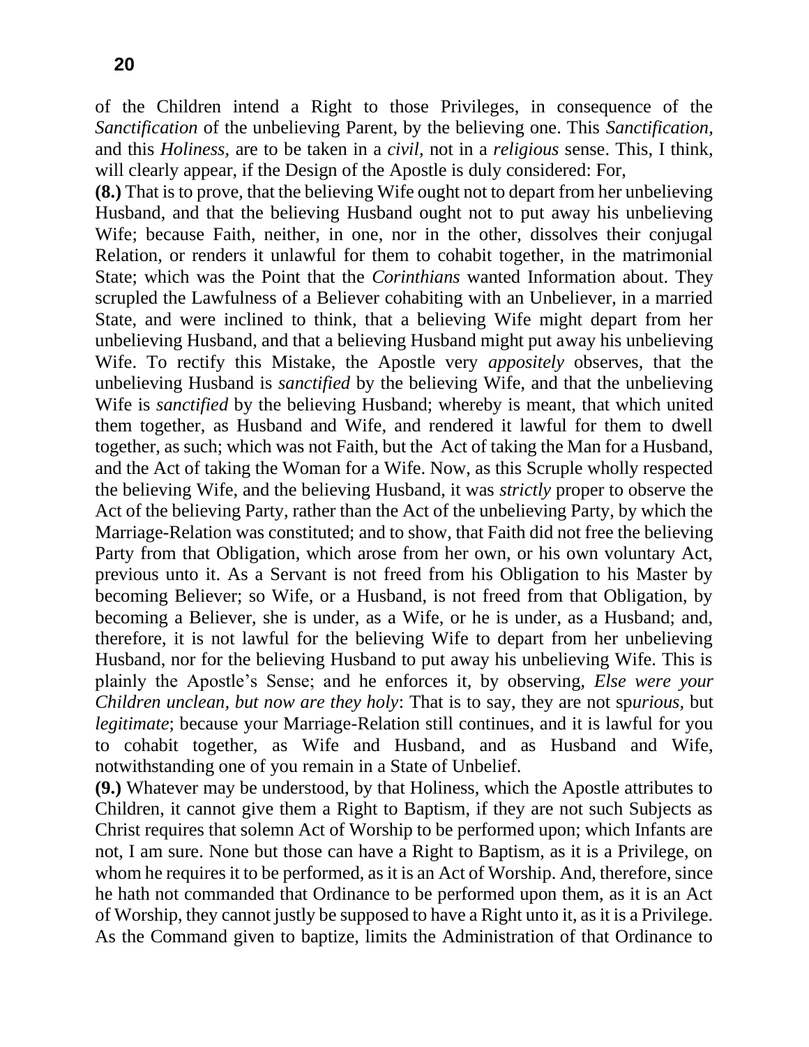of the Children intend a Right to those Privileges, in consequence of the *Sanctification* of the unbelieving Parent, by the believing one. This *Sanctification,* and this *Holiness,* are to be taken in a *civil,* not in a *religious* sense. This, I think, will clearly appear, if the Design of the Apostle is duly considered: For,

**(8.)** That is to prove, that the believing Wife ought not to depart from her unbelieving Husband, and that the believing Husband ought not to put away his unbelieving Wife; because Faith, neither, in one, nor in the other, dissolves their conjugal Relation, or renders it unlawful for them to cohabit together, in the matrimonial State; which was the Point that the *Corinthians* wanted Information about. They scrupled the Lawfulness of a Believer cohabiting with an Unbeliever, in a married State, and were inclined to think, that a believing Wife might depart from her unbelieving Husband, and that a believing Husband might put away his unbelieving Wife. To rectify this Mistake, the Apostle very *appositely* observes, that the unbelieving Husband is *sanctified* by the believing Wife, and that the unbelieving Wife is *sanctified* by the believing Husband; whereby is meant, that which united them together, as Husband and Wife, and rendered it lawful for them to dwell together, as such; which was not Faith, but the Act of taking the Man for a Husband, and the Act of taking the Woman for a Wife. Now, as this Scruple wholly respected the believing Wife, and the believing Husband, it was *strictly* proper to observe the Act of the believing Party, rather than the Act of the unbelieving Party, by which the Marriage-Relation was constituted; and to show, that Faith did not free the believing Party from that Obligation, which arose from her own, or his own voluntary Act, previous unto it. As a Servant is not freed from his Obligation to his Master by becoming Believer; so Wife, or a Husband, is not freed from that Obligation, by becoming a Believer, she is under, as a Wife, or he is under, as a Husband; and, therefore, it is not lawful for the believing Wife to depart from her unbelieving Husband, nor for the believing Husband to put away his unbelieving Wife. This is plainly the Apostle's Sense; and he enforces it, by observing, *Else were your Children unclean, but now are they holy*: That is to say, they are not sp*urious,* but *legitimate*; because your Marriage-Relation still continues, and it is lawful for you to cohabit together, as Wife and Husband, and as Husband and Wife, notwithstanding one of you remain in a State of Unbelief.

**(9.)** Whatever may be understood, by that Holiness, which the Apostle attributes to Children, it cannot give them a Right to Baptism, if they are not such Subjects as Christ requires that solemn Act of Worship to be performed upon; which Infants are not, I am sure. None but those can have a Right to Baptism, as it is a Privilege, on whom he requires it to be performed, as it is an Act of Worship. And, therefore, since he hath not commanded that Ordinance to be performed upon them, as it is an Act of Worship, they cannot justly be supposed to have a Right unto it, as it is a Privilege. As the Command given to baptize, limits the Administration of that Ordinance to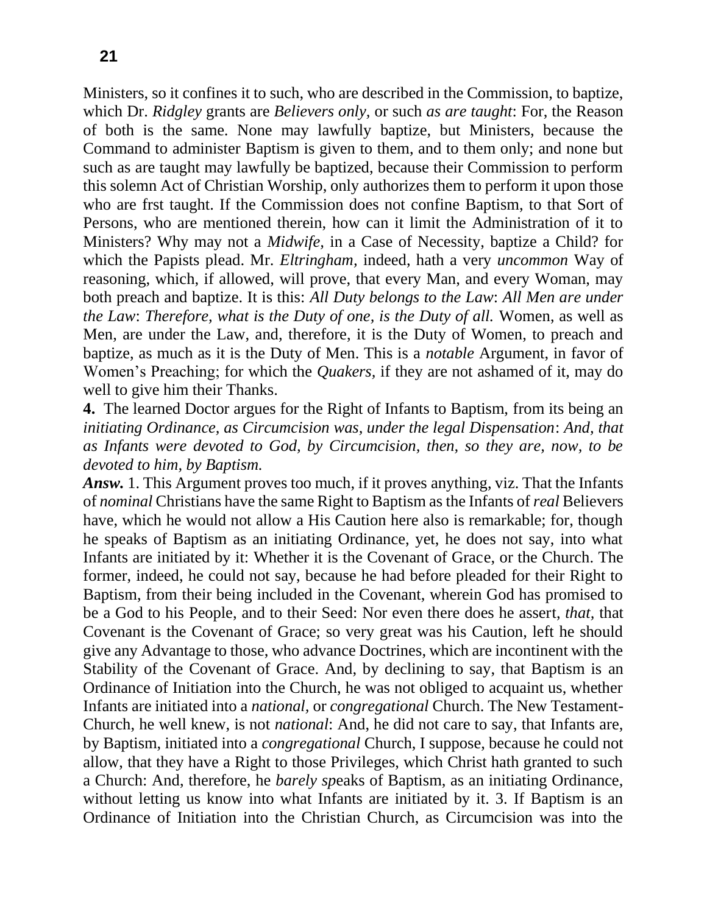Ministers, so it confines it to such, who are described in the Commission, to baptize, which Dr. *Ridgley* grants are *Believers only,* or such *as are taught*: For, the Reason of both is the same. None may lawfully baptize, but Ministers, because the Command to administer Baptism is given to them, and to them only; and none but such as are taught may lawfully be baptized, because their Commission to perform this solemn Act of Christian Worship, only authorizes them to perform it upon those who are frst taught. If the Commission does not confine Baptism, to that Sort of Persons, who are mentioned therein, how can it limit the Administration of it to Ministers? Why may not a *Midwife,* in a Case of Necessity, baptize a Child? for which the Papists plead. Mr. *Eltringham,* indeed, hath a very *uncommon* Way of reasoning, which, if allowed, will prove, that every Man, and every Woman, may both preach and baptize. It is this: *All Duty belongs to the Law*: *All Men are under the Law*: *Therefore, what is the Duty of one, is the Duty of all.* Women, as well as Men, are under the Law, and, therefore, it is the Duty of Women, to preach and baptize, as much as it is the Duty of Men. This is a *notable* Argument, in favor of Women's Preaching; for which the *Quakers,* if they are not ashamed of it, may do well to give him their Thanks.

**4.** The learned Doctor argues for the Right of Infants to Baptism, from its being an *initiating Ordinance, as Circumcision was, under the legal Dispensation*: *And, that as Infants were devoted to God, by Circumcision, then, so they are, now, to be devoted to him, by Baptism.*

***Answ.*** 1. This Argument proves too much, if it proves anything, viz. That the Infants of *nominal* Christians have the same Right to Baptism as the Infants of *real* Believers have, which he would not allow a His Caution here also is remarkable; for, though he speaks of Baptism as an initiating Ordinance, yet, he does not say, into what Infants are initiated by it: Whether it is the Covenant of Grace, or the Church. The former, indeed, he could not say, because he had before pleaded for their Right to Baptism, from their being included in the Covenant, wherein God has promised to be a God to his People, and to their Seed: Nor even there does he assert, *that,* that Covenant is the Covenant of Grace; so very great was his Caution, left he should give any Advantage to those, who advance Doctrines, which are incontinent with the Stability of the Covenant of Grace. And, by declining to say, that Baptism is an Ordinance of Initiation into the Church, he was not obliged to acquaint us, whether Infants are initiated into a *national,* or *congregational* Church. The New Testament-Church, he well knew, is not *national*: And, he did not care to say, that Infants are, by Baptism, initiated into a *congregational* Church, I suppose, because he could not allow, that they have a Right to those Privileges, which Christ hath granted to such a Church: And, therefore, he *barely sp*eaks of Baptism, as an initiating Ordinance, without letting us know into what Infants are initiated by it. 3. If Baptism is an Ordinance of Initiation into the Christian Church, as Circumcision was into the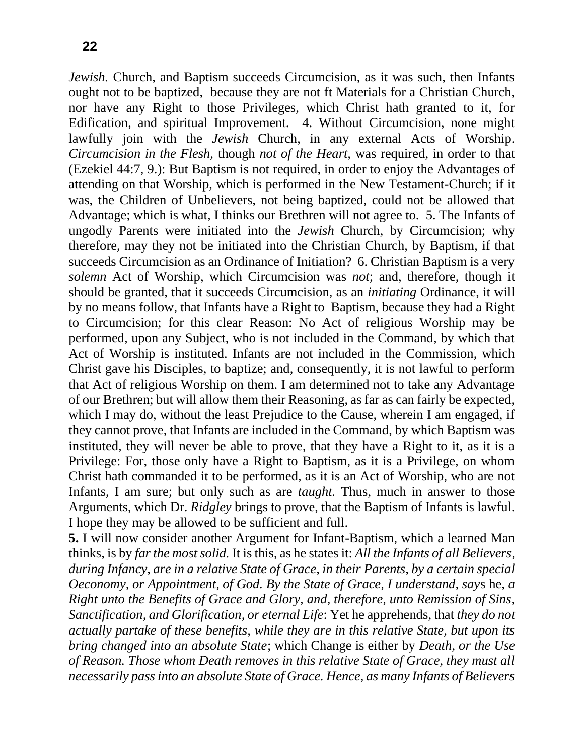*Jewish*. Church, and Baptism succeeds Circumcision, as it was such, then Infants ought not to be baptized, because they are not ft Materials for a Christian Church, nor have any Right to those Privileges, which Christ hath granted to it, for Edification, and spiritual Improvement. 4. Without Circumcision, none might lawfully join with the *Jewish* Church, in any external Acts of Worship. *Circumcision in the Flesh,* though *not of the Heart,* was required, in order to that (Ezekiel 44:7, 9.): But Baptism is not required, in order to enjoy the Advantages of attending on that Worship, which is performed in the New Testament-Church; if it was, the Children of Unbelievers, not being baptized, could not be allowed that Advantage; which is what, I thinks our Brethren will not agree to. 5. The Infants of ungodly Parents were initiated into the *Jewish* Church, by Circumcision; why therefore, may they not be initiated into the Christian Church, by Baptism, if that succeeds Circumcision as an Ordinance of Initiation? 6. Christian Baptism is a very *solemn* Act of Worship, which Circumcision was *not*; and, therefore, though it should be granted, that it succeeds Circumcision, as an *initiating* Ordinance, it will by no means follow, that Infants have a Right to Baptism, because they had a Right to Circumcision; for this clear Reason: No Act of religious Worship may be performed, upon any Subject, who is not included in the Command, by which that Act of Worship is instituted. Infants are not included in the Commission, which Christ gave his Disciples, to baptize; and, consequently, it is not lawful to perform that Act of religious Worship on them. I am determined not to take any Advantage of our Brethren; but will allow them their Reasoning, as far as can fairly be expected, which I may do, without the least Prejudice to the Cause, wherein I am engaged, if they cannot prove, that Infants are included in the Command, by which Baptism was instituted, they will never be able to prove, that they have a Right to it, as it is a Privilege: For, those only have a Right to Baptism, as it is a Privilege, on whom Christ hath commanded it to be performed, as it is an Act of Worship, who are not Infants, I am sure; but only such as are *taught*. Thus, much in answer to those Arguments, which Dr. *Ridgley* brings to prove, that the Baptism of Infants is lawful. I hope they may be allowed to be sufficient and full.

**5.** I will now consider another Argument for Infant-Baptism, which a learned Man thinks, is by *far the most solid.* It is this, as he states it: *All the Infants of all Believers, during Infancy, are in a relative State of Grace, in their Parents, by a certain special Oeconomy, or Appointment, of God. By the State of Grace, I understand, say*s he, *a Right unto the Benefits of Grace and Glory, and, therefore, unto Remission of Sins, Sanctification, and Glorification, or eternal Life*: Yet he apprehends, that *they do not actually partake of these benefits, while they are in this relative State, but upon its bring changed into an absolute State*; which Change is either by *Death, or the Use of Reason. Those whom Death removes in this relative State of Grace, they must all necessarily pass into an absolute State of Grace. Hence, as many Infants of Believers*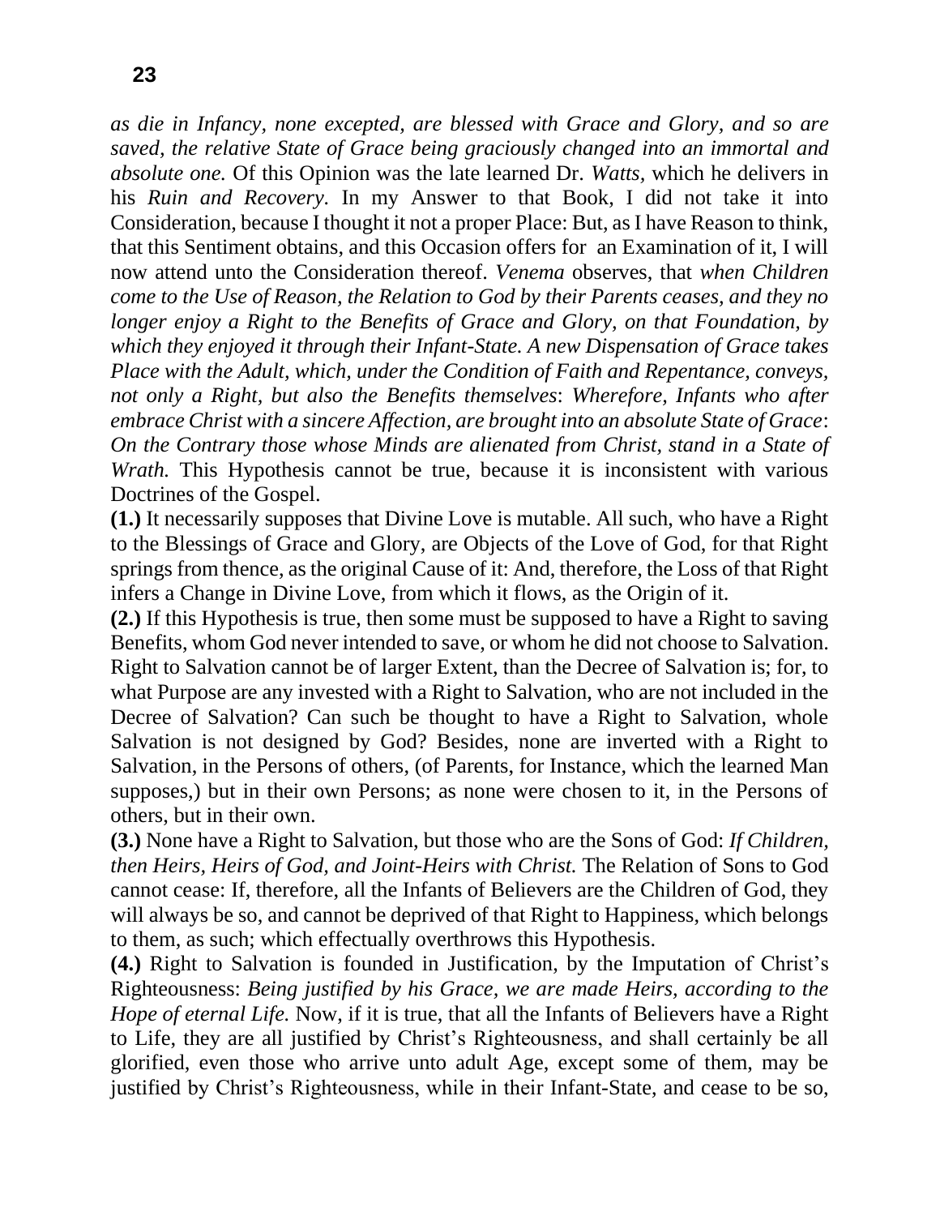*as die in Infancy, none excepted, are blessed with Grace and Glory, and so are saved, the relative State of Grace being graciously changed into an immortal and absolute one.* Of this Opinion was the late learned Dr. *Watts*, which he delivers in his *Ruin and Recovery*. In my Answer to that Book, I did not take it into Consideration, because I thought it not a proper Place: But, as I have Reason to think, that this Sentiment obtains, and this Occasion offers for an Examination of it, I will now attend unto the Consideration thereof. *Venema* observes, that *when Children come to the Use of Reason, the Relation to God by their Parents ceases, and they no longer enjoy a Right to the Benefits of Grace and Glory, on that Foundation, by which they enjoyed it through their Infant-State. A new Dispensation of Grace takes Place with the Adult, which, under the Condition of Faith and Repentance, conveys, not only a Right, but also the Benefits themselves*: *Wherefore, Infants who after embrace Christ with a sincere Affection, are brought into an absolute State of Grace*: *On the Contrary those whose Minds are alienated from Christ, stand in a State of Wrath.* This Hypothesis cannot be true, because it is inconsistent with various Doctrines of the Gospel.

**(1.)** It necessarily supposes that Divine Love is mutable. All such, who have a Right to the Blessings of Grace and Glory, are Objects of the Love of God, for that Right springs from thence, as the original Cause of it: And, therefore, the Loss of that Right infers a Change in Divine Love, from which it flows, as the Origin of it.

**(2.)** If this Hypothesis is true, then some must be supposed to have a Right to saving Benefits, whom God never intended to save, or whom he did not choose to Salvation. Right to Salvation cannot be of larger Extent, than the Decree of Salvation is; for, to what Purpose are any invested with a Right to Salvation, who are not included in the Decree of Salvation? Can such be thought to have a Right to Salvation, whole Salvation is not designed by God? Besides, none are inverted with a Right to Salvation, in the Persons of others, (of Parents, for Instance, which the learned Man supposes,) but in their own Persons; as none were chosen to it, in the Persons of others, but in their own.

**(3.)** None have a Right to Salvation, but those who are the Sons of God: *If Children, then Heirs, Heirs of God, and Joint-Heirs with Christ.* The Relation of Sons to God cannot cease: If, therefore, all the Infants of Believers are the Children of God, they will always be so, and cannot be deprived of that Right to Happiness, which belongs to them, as such; which effectually overthrows this Hypothesis.

**(4.)** Right to Salvation is founded in Justification, by the Imputation of Christ's Righteousness: *Being justified by his Grace, we are made Heirs, according to the Hope of eternal Life.* Now, if it is true, that all the Infants of Believers have a Right to Life, they are all justified by Christ's Righteousness, and shall certainly be all glorified, even those who arrive unto adult Age, except some of them, may be justified by Christ's Righteousness, while in their Infant-State, and cease to be so,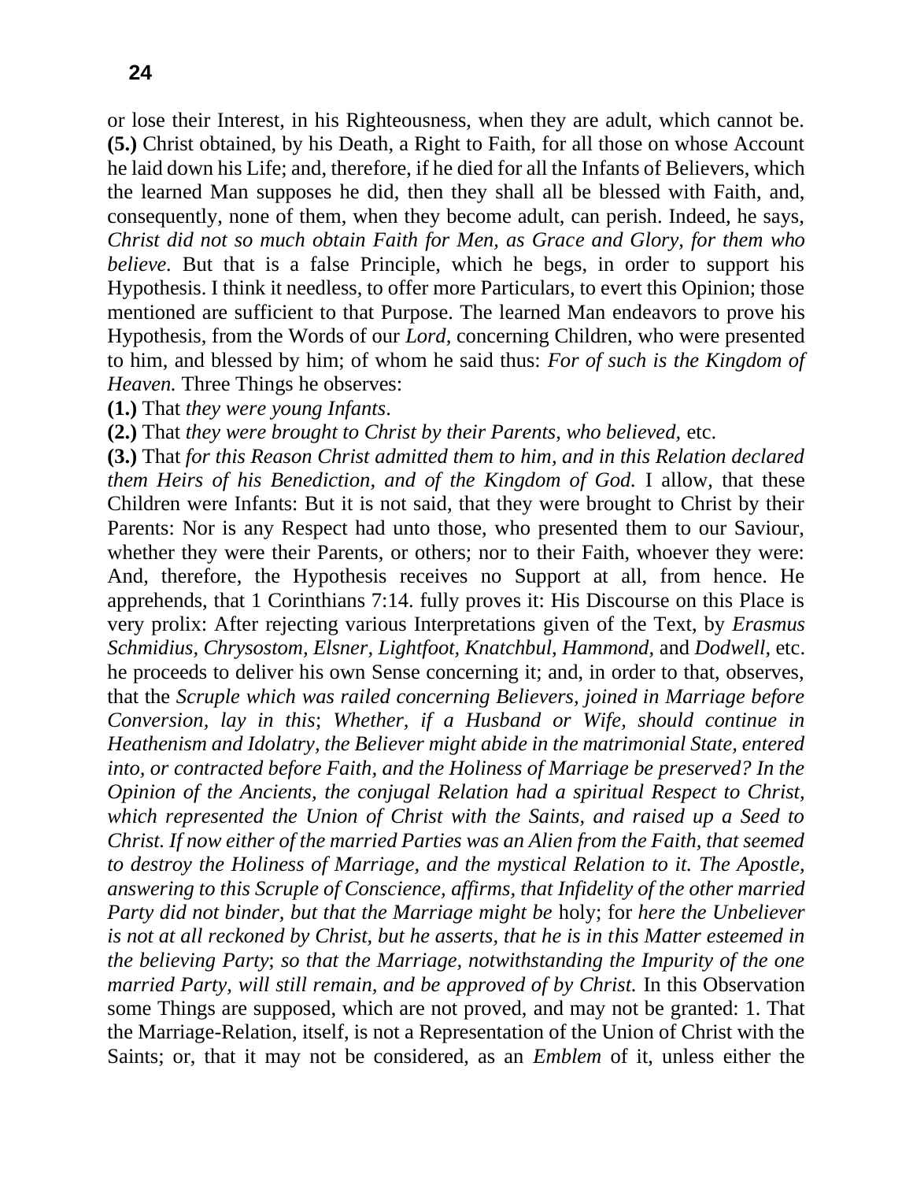or lose their Interest, in his Righteousness, when they are adult, which cannot be. **(5.)** Christ obtained, by his Death, a Right to Faith, for all those on whose Account he laid down his Life; and, therefore, if he died for all the Infants of Believers, which the learned Man supposes he did, then they shall all be blessed with Faith, and, consequently, none of them, when they become adult, can perish. Indeed, he says, *Christ did not so much obtain Faith for Men, as Grace and Glory, for them who believe.* But that is a false Principle, which he begs, in order to support his Hypothesis. I think it needless, to offer more Particulars, to evert this Opinion; those mentioned are sufficient to that Purpose. The learned Man endeavors to prove his Hypothesis, from the Words of our *Lord,* concerning Children, who were presented to him, and blessed by him; of whom he said thus: *For of such is the Kingdom of Heaven.* Three Things he observes:

**(1.)** That *they were young Infants*.

**(2.)** That *they were brought to Christ by their Parents, who believed,* etc.

**(3.)** That *for this Reason Christ admitted them to him, and in this Relation declared them Heirs of his Benediction, and of the Kingdom of God.* I allow, that these Children were Infants: But it is not said, that they were brought to Christ by their Parents: Nor is any Respect had unto those, who presented them to our Saviour, whether they were their Parents, or others; nor to their Faith, whoever they were: And, therefore, the Hypothesis receives no Support at all, from hence. He apprehends, that 1 Corinthians 7:14. fully proves it: His Discourse on this Place is very prolix: After rejecting various Interpretations given of the Text, by *Erasmus Schmidius, Chrysostom, Elsner, Lightfoot, Knatchbul, Hammond,* and *Dodwell,* etc. he proceeds to deliver his own Sense concerning it; and, in order to that, observes, that the *Scruple which was railed concerning Believers, joined in Marriage before Conversion, lay in this*; *Whether, if a Husband or Wife, should continue in Heathenism and Idolatry, the Believer might abide in the matrimonial State, entered into, or contracted before Faith, and the Holiness of Marriage be preserved? In the Opinion of the Ancients, the conjugal Relation had a spiritual Respect to Christ, which represented the Union of Christ with the Saints, and raised up a Seed to Christ. If now either of the married Parties was an Alien from the Faith, that seemed to destroy the Holiness of Marriage, and the mystical Relation to it. The Apostle, answering to this Scruple of Conscience, affirms, that Infidelity of the other married Party did not binder, but that the Marriage might be* holy; for *here the Unbeliever is not at all reckoned by Christ, but he asserts, that he is in this Matter esteemed in the believing Party*; *so that the Marriage, notwithstanding the Impurity of the one married Party, will still remain, and be approved of by Christ.* In this Observation some Things are supposed, which are not proved, and may not be granted: 1. That the Marriage-Relation, itself, is not a Representation of the Union of Christ with the Saints; or, that it may not be considered, as an *Emblem* of it, unless either the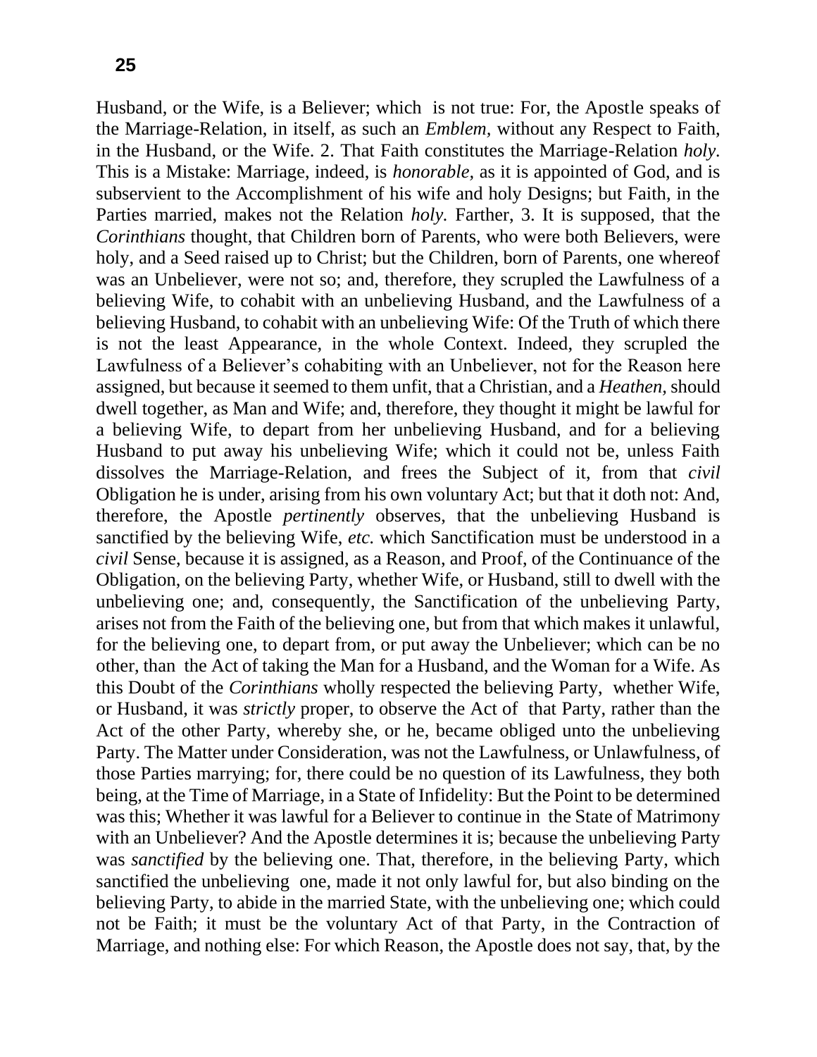Husband, or the Wife, is a Believer; which is not true: For, the Apostle speaks of the Marriage-Relation, in itself, as such an *Emblem,* without any Respect to Faith, in the Husband, or the Wife. 2. That Faith constitutes the Marriage-Relation *holy.* This is a Mistake: Marriage, indeed, is *honorable,* as it is appointed of God, and is subservient to the Accomplishment of his wife and holy Designs; but Faith, in the Parties married, makes not the Relation *holy.* Farther, 3. It is supposed, that the *Corinthians* thought, that Children born of Parents, who were both Believers, were holy, and a Seed raised up to Christ; but the Children, born of Parents, one whereof was an Unbeliever, were not so; and, therefore, they scrupled the Lawfulness of a believing Wife, to cohabit with an unbelieving Husband, and the Lawfulness of a believing Husband, to cohabit with an unbelieving Wife: Of the Truth of which there is not the least Appearance, in the whole Context. Indeed, they scrupled the Lawfulness of a Believer's cohabiting with an Unbeliever, not for the Reason here assigned, but because it seemed to them unfit, that a Christian, and a *Heathen,* should dwell together, as Man and Wife; and, therefore, they thought it might be lawful for a believing Wife, to depart from her unbelieving Husband, and for a believing Husband to put away his unbelieving Wife; which it could not be, unless Faith dissolves the Marriage-Relation, and frees the Subject of it, from that *civil* Obligation he is under, arising from his own voluntary Act; but that it doth not: And, therefore, the Apostle *pertinently* observes, that the unbelieving Husband is sanctified by the believing Wife, *etc.* which Sanctification must be understood in a *civil* Sense, because it is assigned, as a Reason, and Proof, of the Continuance of the Obligation, on the believing Party, whether Wife, or Husband, still to dwell with the unbelieving one; and, consequently, the Sanctification of the unbelieving Party, arises not from the Faith of the believing one, but from that which makes it unlawful, for the believing one, to depart from, or put away the Unbeliever; which can be no other, than the Act of taking the Man for a Husband, and the Woman for a Wife. As this Doubt of the *Corinthians* wholly respected the believing Party, whether Wife, or Husband, it was *strictly* proper, to observe the Act of that Party, rather than the Act of the other Party, whereby she, or he, became obliged unto the unbelieving Party. The Matter under Consideration, was not the Lawfulness, or Unlawfulness, of those Parties marrying; for, there could be no question of its Lawfulness, they both being, at the Time of Marriage, in a State of Infidelity: But the Point to be determined was this; Whether it was lawful for a Believer to continue in the State of Matrimony with an Unbeliever? And the Apostle determines it is; because the unbelieving Party was *sanctified* by the believing one. That, therefore, in the believing Party, which sanctified the unbelieving one, made it not only lawful for, but also binding on the believing Party, to abide in the married State, with the unbelieving one; which could not be Faith; it must be the voluntary Act of that Party, in the Contraction of Marriage, and nothing else: For which Reason, the Apostle does not say, that, by the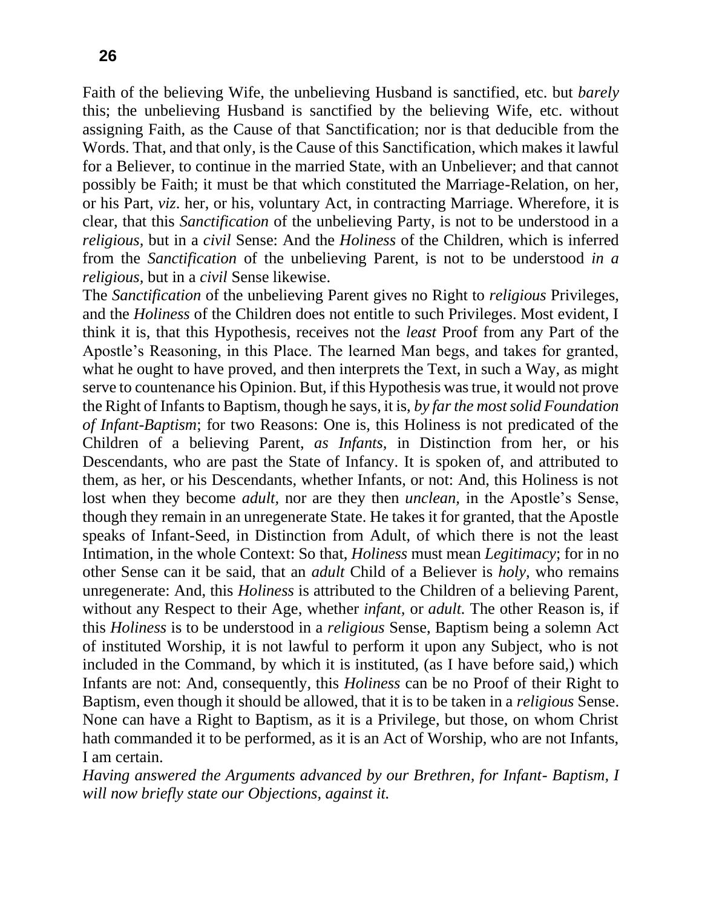Faith of the believing Wife, the unbelieving Husband is sanctified, etc. but *barely* this; the unbelieving Husband is sanctified by the believing Wife, etc. without assigning Faith, as the Cause of that Sanctification; nor is that deducible from the Words. That, and that only, is the Cause of this Sanctification, which makes it lawful for a Believer, to continue in the married State, with an Unbeliever; and that cannot possibly be Faith; it must be that which constituted the Marriage-Relation, on her, or his Part, *viz*. her, or his, voluntary Act, in contracting Marriage. Wherefore, it is clear, that this *Sanctification* of the unbelieving Party, is not to be understood in a *religious,* but in a *civil* Sense: And the *Holiness* of the Children, which is inferred from the *Sanctification* of the unbelieving Parent, is not to be understood *in a religious,* but in a *civil* Sense likewise.

The *Sanctification* of the unbelieving Parent gives no Right to *religious* Privileges, and the *Holiness* of the Children does not entitle to such Privileges. Most evident, I think it is, that this Hypothesis, receives not the *least* Proof from any Part of the Apostle's Reasoning, in this Place. The learned Man begs, and takes for granted, what he ought to have proved, and then interprets the Text, in such a Way, as might serve to countenance his Opinion. But, if this Hypothesis was true, it would not prove the Right of Infants to Baptism, though he says, it is, *by far the most solid Foundation of Infant-Baptism*; for two Reasons: One is, this Holiness is not predicated of the Children of a believing Parent, *as Infants*, in Distinction from her, or his Descendants, who are past the State of Infancy. It is spoken of, and attributed to them, as her, or his Descendants, whether Infants, or not: And, this Holiness is not lost when they become *adult,* nor are they then *unclean,* in the Apostle's Sense, though they remain in an unregenerate State. He takes it for granted, that the Apostle speaks of Infant-Seed, in Distinction from Adult, of which there is not the least Intimation, in the whole Context: So that, *Holiness* must mean *Legitimacy*; for in no other Sense can it be said, that an *adult* Child of a Believer is *holy,* who remains unregenerate: And, this *Holiness* is attributed to the Children of a believing Parent, without any Respect to their Age, whether *infant,* or *adult.* The other Reason is, if this *Holiness* is to be understood in a *religious* Sense, Baptism being a solemn Act of instituted Worship, it is not lawful to perform it upon any Subject, who is not included in the Command, by which it is instituted, (as I have before said,) which Infants are not: And, consequently, this *Holiness* can be no Proof of their Right to Baptism, even though it should be allowed, that it is to be taken in a *religious* Sense. None can have a Right to Baptism, as it is a Privilege, but those, on whom Christ hath commanded it to be performed, as it is an Act of Worship, who are not Infants, I am certain.

*Having answered the Arguments advanced by our Brethren, for Infant- Baptism, I will now briefly state our Objections, against it.*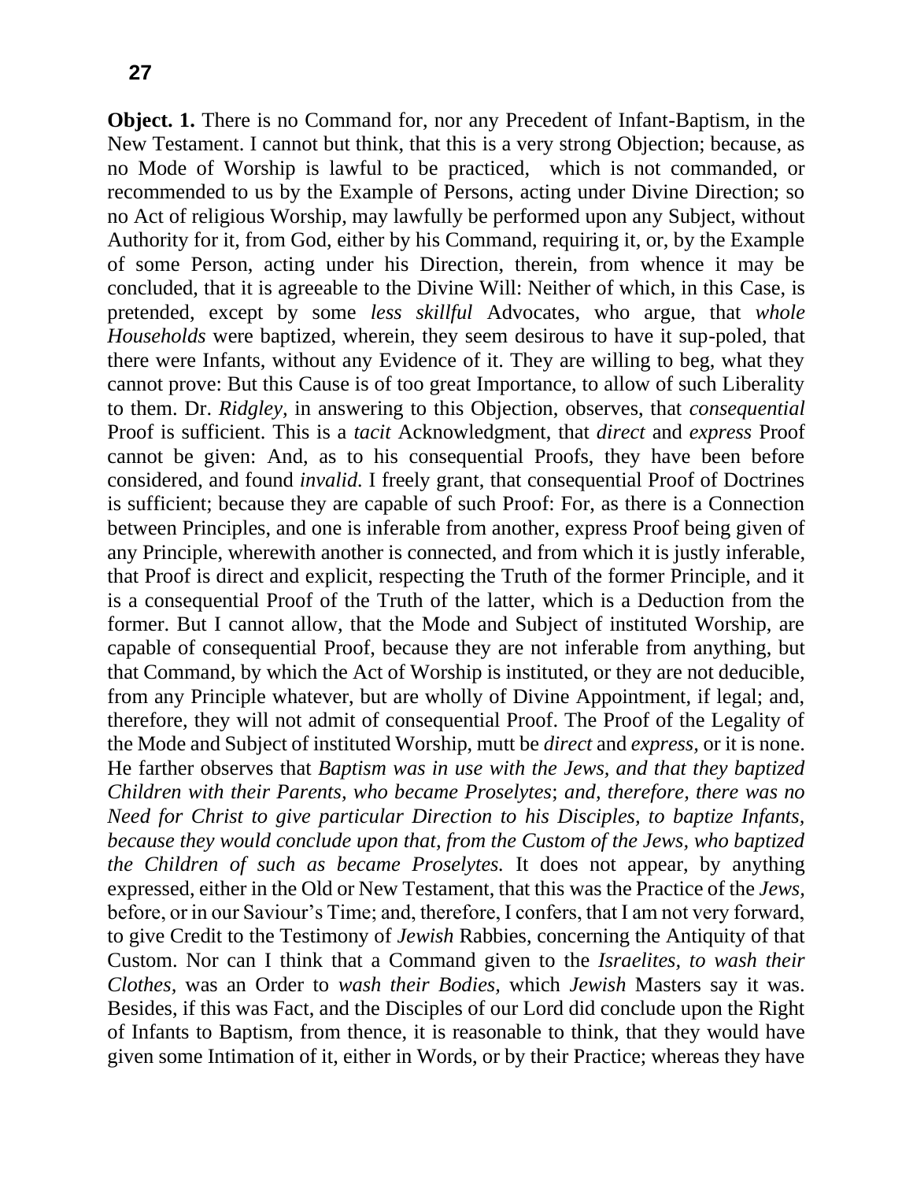**Object. 1.** There is no Command for, nor any Precedent of Infant-Baptism, in the New Testament. I cannot but think, that this is a very strong Objection; because, as no Mode of Worship is lawful to be practiced, which is not commanded, or recommended to us by the Example of Persons, acting under Divine Direction; so no Act of religious Worship, may lawfully be performed upon any Subject, without Authority for it, from God, either by his Command, requiring it, or, by the Example of some Person, acting under his Direction, therein, from whence it may be concluded, that it is agreeable to the Divine Will: Neither of which, in this Case, is pretended, except by some *less skillful* Advocates, who argue, that *whole Households* were baptized, wherein, they seem desirous to have it sup-poled, that there were Infants, without any Evidence of it. They are willing to beg, what they cannot prove: But this Cause is of too great Importance, to allow of such Liberality to them. Dr. *Ridgley,* in answering to this Objection, observes, that *consequential* Proof is sufficient. This is a *tacit* Acknowledgment, that *direct* and *express* Proof cannot be given: And, as to his consequential Proofs, they have been before considered, and found *invalid*. I freely grant, that consequential Proof of Doctrines is sufficient; because they are capable of such Proof: For, as there is a Connection between Principles, and one is inferable from another, express Proof being given of any Principle, wherewith another is connected, and from which it is justly inferable, that Proof is direct and explicit, respecting the Truth of the former Principle, and it is a consequential Proof of the Truth of the latter, which is a Deduction from the former. But I cannot allow, that the Mode and Subject of instituted Worship, are capable of consequential Proof, because they are not inferable from anything, but that Command, by which the Act of Worship is instituted, or they are not deducible, from any Principle whatever, but are wholly of Divine Appointment, if legal; and, therefore, they will not admit of consequential Proof. The Proof of the Legality of the Mode and Subject of instituted Worship, mutt be *direct* and *express,* or it is none. He farther observes that *Baptism was in use with the Jews, and that they baptized Children with their Parents, who became Proselytes*; *and, therefore, there was no Need for Christ to give particular Direction to his Disciples, to baptize Infants, because they would conclude upon that, from the Custom of the Jews, who baptized the Children of such as became Proselytes.* It does not appear, by anything expressed, either in the Old or New Testament, that this was the Practice of the *Jews,* before, or in our Saviour's Time; and, therefore, I confers, that I am not very forward, to give Credit to the Testimony of *Jewish* Rabbies, concerning the Antiquity of that Custom. Nor can I think that a Command given to the *Israelites, to wash their Clothes,* was an Order to *wash their Bodies,* which *Jewish* Masters say it was. Besides, if this was Fact, and the Disciples of our Lord did conclude upon the Right of Infants to Baptism, from thence, it is reasonable to think, that they would have given some Intimation of it, either in Words, or by their Practice; whereas they have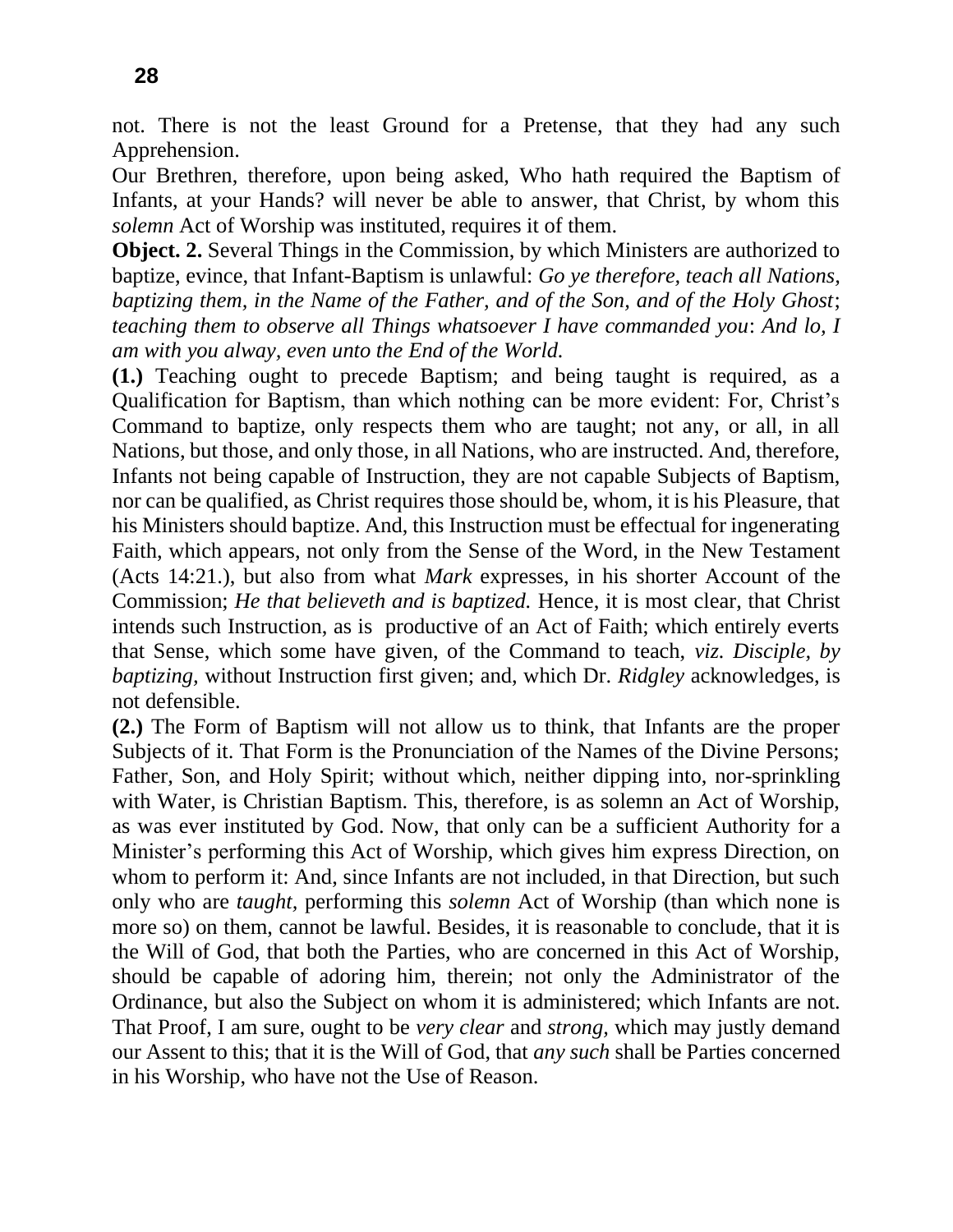not. There is not the least Ground for a Pretense, that they had any such Apprehension.

Our Brethren, therefore, upon being asked, Who hath required the Baptism of Infants, at your Hands? will never be able to answer, that Christ, by whom this *solemn* Act of Worship was instituted, requires it of them.

**Object. 2.** Several Things in the Commission, by which Ministers are authorized to baptize, evince, that Infant-Baptism is unlawful: *Go ye therefore, teach all Nations, baptizing them, in the Name of the Father, and of the Son, and of the Holy Ghost*; *teaching them to observe all Things whatsoever I have commanded you*: *And lo, I am with you alway, even unto the End of the World.*

**(1.)** Teaching ought to precede Baptism; and being taught is required, as a Qualification for Baptism, than which nothing can be more evident: For, Christ's Command to baptize, only respects them who are taught; not any, or all, in all Nations, but those, and only those, in all Nations, who are instructed. And, therefore, Infants not being capable of Instruction, they are not capable Subjects of Baptism, nor can be qualified, as Christ requires those should be, whom, it is his Pleasure, that his Ministers should baptize. And, this Instruction must be effectual for ingenerating Faith, which appears, not only from the Sense of the Word, in the New Testament (Acts 14:21.), but also from what *Mark* expresses, in his shorter Account of the Commission; *He that believeth and is baptized.* Hence, it is most clear, that Christ intends such Instruction, as is productive of an Act of Faith; which entirely everts that Sense, which some have given, of the Command to teach, *viz. Disciple, by baptizing,* without Instruction first given; and, which Dr. *Ridgley* acknowledges, is not defensible.

**(2.)** The Form of Baptism will not allow us to think, that Infants are the proper Subjects of it. That Form is the Pronunciation of the Names of the Divine Persons; Father, Son, and Holy Spirit; without which, neither dipping into, nor-sprinkling with Water, is Christian Baptism. This, therefore, is as solemn an Act of Worship, as was ever instituted by God. Now, that only can be a sufficient Authority for a Minister's performing this Act of Worship, which gives him express Direction, on whom to perform it: And, since Infants are not included, in that Direction, but such only who are *taught,* performing this *solemn* Act of Worship (than which none is more so) on them, cannot be lawful. Besides, it is reasonable to conclude, that it is the Will of God, that both the Parties, who are concerned in this Act of Worship, should be capable of adoring him, therein; not only the Administrator of the Ordinance, but also the Subject on whom it is administered; which Infants are not. That Proof, I am sure, ought to be *very clear* and *strong,* which may justly demand our Assent to this; that it is the Will of God, that *any such* shall be Parties concerned in his Worship, who have not the Use of Reason.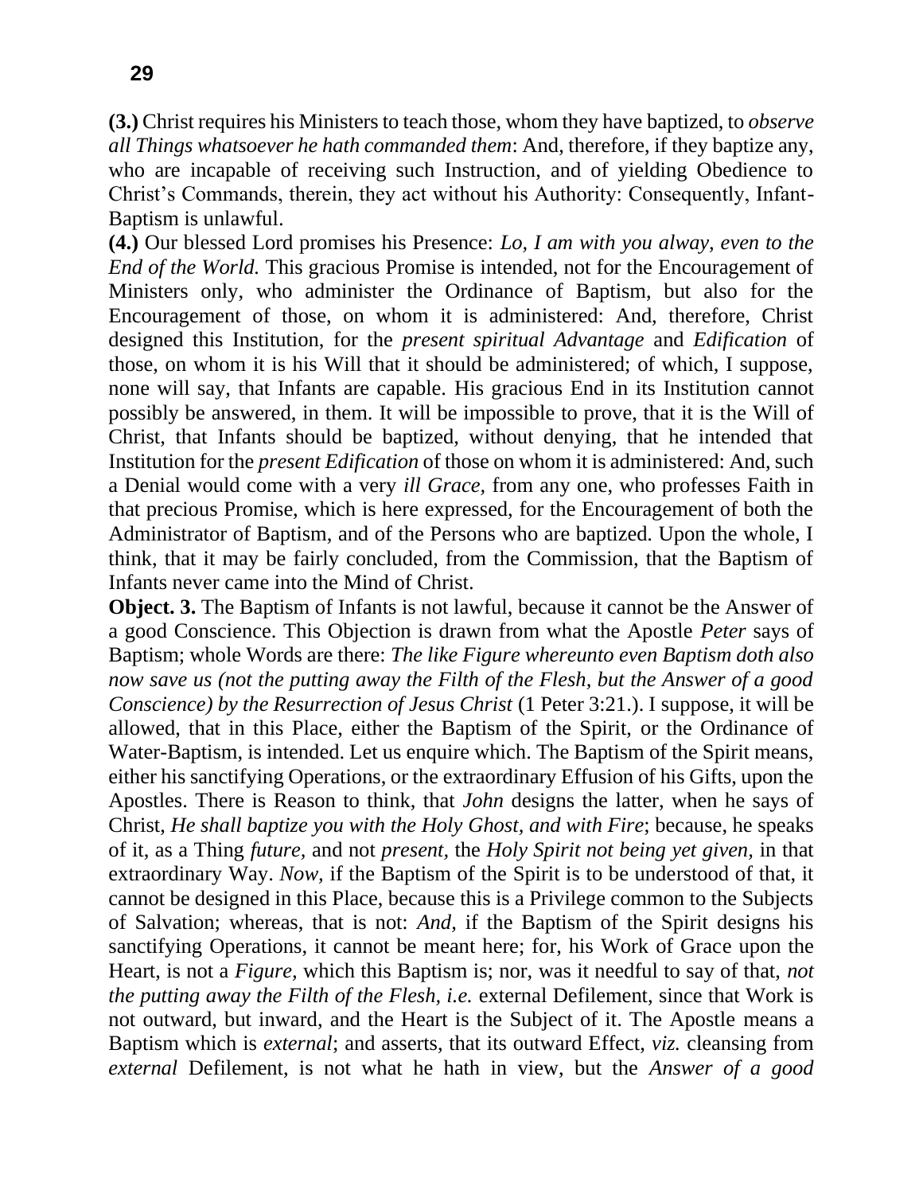**(3.)** Christ requires his Ministers to teach those, whom they have baptized, to *observe all Things whatsoever he hath commanded them*: And, therefore, if they baptize any, who are incapable of receiving such Instruction, and of yielding Obedience to Christ's Commands, therein, they act without his Authority: Consequently, Infant-Baptism is unlawful.

**(4.)** Our blessed Lord promises his Presence: *Lo, I am with you alway, even to the End of the World.* This gracious Promise is intended, not for the Encouragement of Ministers only, who administer the Ordinance of Baptism, but also for the Encouragement of those, on whom it is administered: And, therefore, Christ designed this Institution, for the *present spiritual Advantage* and *Edification* of those, on whom it is his Will that it should be administered; of which, I suppose, none will say, that Infants are capable. His gracious End in its Institution cannot possibly be answered, in them. It will be impossible to prove, that it is the Will of Christ, that Infants should be baptized, without denying, that he intended that Institution for the *present Edification* of those on whom it is administered: And, such a Denial would come with a very *ill Grace,* from any one, who professes Faith in that precious Promise, which is here expressed, for the Encouragement of both the Administrator of Baptism, and of the Persons who are baptized. Upon the whole, I think, that it may be fairly concluded, from the Commission, that the Baptism of Infants never came into the Mind of Christ.

**Object. 3.** The Baptism of Infants is not lawful, because it cannot be the Answer of a good Conscience. This Objection is drawn from what the Apostle *Peter* says of Baptism; whole Words are there: *The like Figure whereunto even Baptism doth also now save us (not the putting away the Filth of the Flesh, but the Answer of a good Conscience) by the Resurrection of Jesus Christ* (1 Peter 3:21.). I suppose, it will be allowed, that in this Place, either the Baptism of the Spirit, or the Ordinance of Water-Baptism, is intended. Let us enquire which. The Baptism of the Spirit means, either his sanctifying Operations, or the extraordinary Effusion of his Gifts, upon the Apostles. There is Reason to think, that *John* designs the latter, when he says of Christ, *He shall baptize you with the Holy Ghost, and with Fire*; because, he speaks of it, as a Thing *future,* and not *present,* the *Holy Spirit not being yet given*, in that extraordinary Way. *Now,* if the Baptism of the Spirit is to be understood of that, it cannot be designed in this Place, because this is a Privilege common to the Subjects of Salvation; whereas, that is not: *And,* if the Baptism of the Spirit designs his sanctifying Operations, it cannot be meant here; for, his Work of Grace upon the Heart, is not a *Figure,* which this Baptism is; nor, was it needful to say of that, *not the putting away the Filth of the Flesh, i.e.* external Defilement, since that Work is not outward, but inward, and the Heart is the Subject of it. The Apostle means a Baptism which is *external*; and asserts, that its outward Effect, *viz.* cleansing from *external* Defilement, is not what he hath in view, but the *Answer of a good*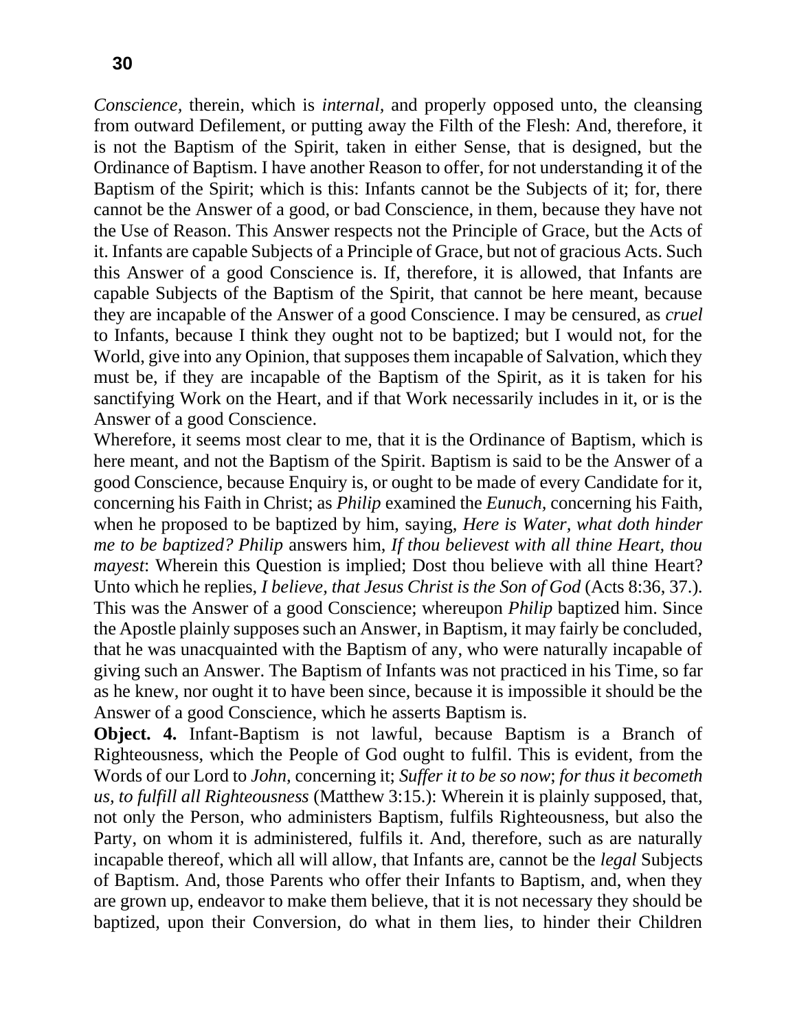*Conscience,* therein, which is *internal,* and properly opposed unto, the cleansing from outward Defilement, or putting away the Filth of the Flesh: And, therefore, it is not the Baptism of the Spirit, taken in either Sense, that is designed, but the Ordinance of Baptism. I have another Reason to offer, for not understanding it of the Baptism of the Spirit; which is this: Infants cannot be the Subjects of it; for, there cannot be the Answer of a good, or bad Conscience, in them, because they have not the Use of Reason. This Answer respects not the Principle of Grace, but the Acts of it. Infants are capable Subjects of a Principle of Grace, but not of gracious Acts. Such this Answer of a good Conscience is. If, therefore, it is allowed, that Infants are capable Subjects of the Baptism of the Spirit, that cannot be here meant, because they are incapable of the Answer of a good Conscience. I may be censured, as *cruel* to Infants, because I think they ought not to be baptized; but I would not, for the World, give into any Opinion, that supposes them incapable of Salvation, which they must be, if they are incapable of the Baptism of the Spirit, as it is taken for his sanctifying Work on the Heart, and if that Work necessarily includes in it, or is the Answer of a good Conscience.

Wherefore, it seems most clear to me, that it is the Ordinance of Baptism, which is here meant, and not the Baptism of the Spirit. Baptism is said to be the Answer of a good Conscience, because Enquiry is, or ought to be made of every Candidate for it, concerning his Faith in Christ; as *Philip* examined the *Eunuch,* concerning his Faith, when he proposed to be baptized by him, saying, *Here is Water, what doth hinder me to be baptized? Philip* answers him, *If thou believest with all thine Heart, thou mayest*: Wherein this Question is implied; Dost thou believe with all thine Heart? Unto which he replies, *I believe, that Jesus Christ is the Son of God* (Acts 8:36, 37.). This was the Answer of a good Conscience; whereupon *Philip* baptized him. Since the Apostle plainly supposes such an Answer, in Baptism, it may fairly be concluded, that he was unacquainted with the Baptism of any, who were naturally incapable of giving such an Answer. The Baptism of Infants was not practiced in his Time, so far as he knew, nor ought it to have been since, because it is impossible it should be the Answer of a good Conscience, which he asserts Baptism is.

**Object. 4.** Infant-Baptism is not lawful, because Baptism is a Branch of Righteousness, which the People of God ought to fulfil. This is evident, from the Words of our Lord to *John,* concerning it; *Suffer it to be so now*; *for thus it becometh us, to fulfill all Righteousness* (Matthew 3:15.): Wherein it is plainly supposed, that, not only the Person, who administers Baptism, fulfils Righteousness, but also the Party, on whom it is administered, fulfils it. And, therefore, such as are naturally incapable thereof, which all will allow, that Infants are, cannot be the *legal* Subjects of Baptism. And, those Parents who offer their Infants to Baptism, and, when they are grown up, endeavor to make them believe, that it is not necessary they should be baptized, upon their Conversion, do what in them lies, to hinder their Children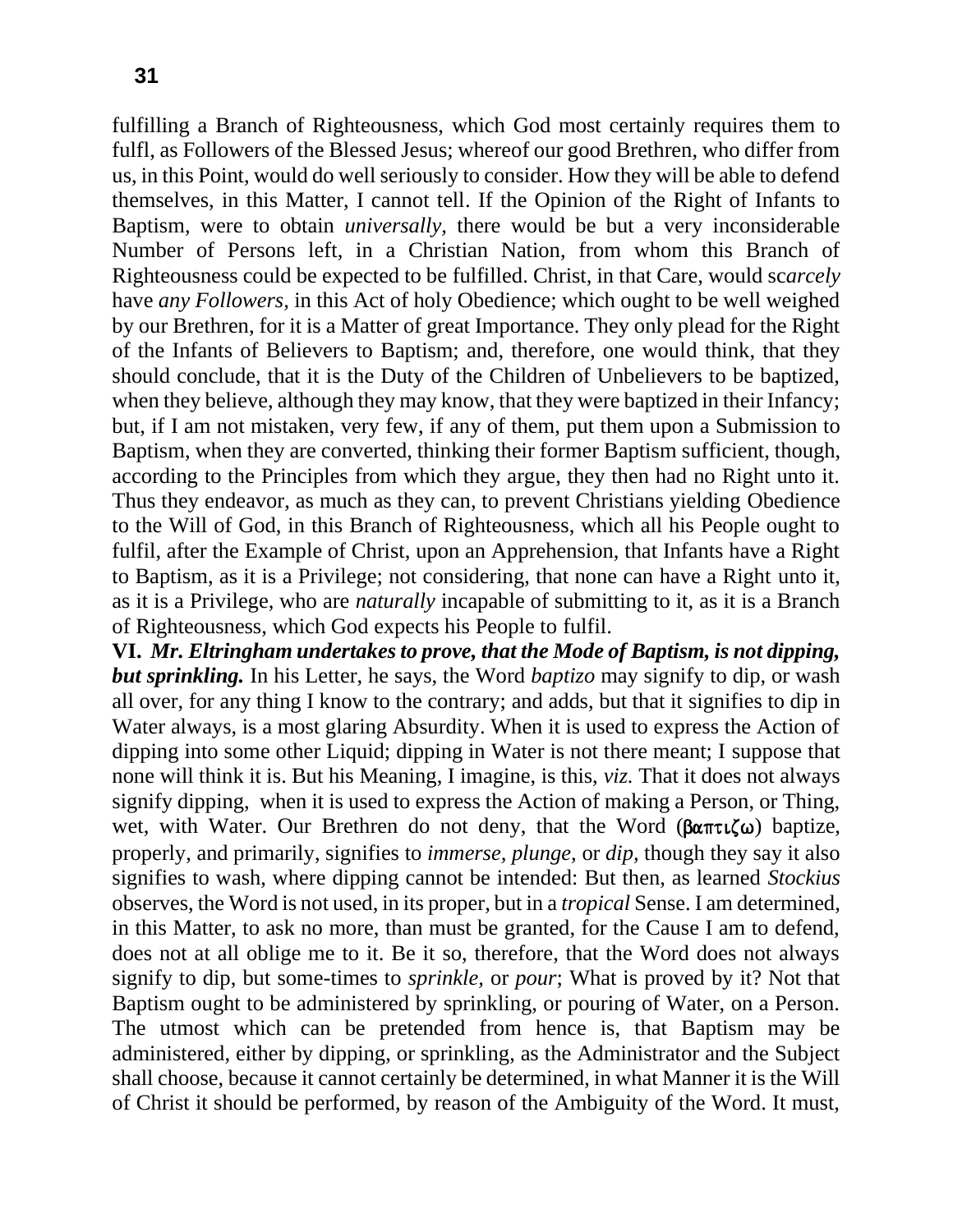fulfilling a Branch of Righteousness, which God most certainly requires them to fulfl, as Followers of the Blessed Jesus; whereof our good Brethren, who differ from us, in this Point, would do well seriously to consider. How they will be able to defend themselves, in this Matter, I cannot tell. If the Opinion of the Right of Infants to Baptism, were to obtain *universally,* there would be but a very inconsiderable Number of Persons left, in a Christian Nation, from whom this Branch of Righteousness could be expected to be fulfilled. Christ, in that Care, would sc*arcely* have *any Followers,* in this Act of holy Obedience; which ought to be well weighed by our Brethren, for it is a Matter of great Importance. They only plead for the Right of the Infants of Believers to Baptism; and, therefore, one would think, that they should conclude, that it is the Duty of the Children of Unbelievers to be baptized, when they believe, although they may know, that they were baptized in their Infancy; but, if I am not mistaken, very few, if any of them, put them upon a Submission to Baptism, when they are converted, thinking their former Baptism sufficient, though, according to the Principles from which they argue, they then had no Right unto it. Thus they endeavor, as much as they can, to prevent Christians yielding Obedience to the Will of God, in this Branch of Righteousness, which all his People ought to fulfil, after the Example of Christ, upon an Apprehension, that Infants have a Right to Baptism, as it is a Privilege; not considering, that none can have a Right unto it, as it is a Privilege, who are *naturally* incapable of submitting to it, as it is a Branch of Righteousness, which God expects his People to fulfil.

**VI.** ***Mr. Eltringham undertakes to prove, that the Mode of Baptism, is not dipping, but sprinkling.*** In his Letter, he says, the Word *baptizo* may signify to dip, or wash all over, for any thing I know to the contrary; and adds, but that it signifies to dip in Water always, is a most glaring Absurdity. When it is used to express the Action of dipping into some other Liquid; dipping in Water is not there meant; I suppose that none will think it is. But his Meaning, I imagine, is this, *viz.* That it does not always signify dipping, when it is used to express the Action of making a Person, or Thing, wet, with Water. Our Brethren do not deny, that the Word (**βαπτιζω**) baptize, properly, and primarily, signifies to *immerse, plunge,* or *dip,* though they say it also signifies to wash, where dipping cannot be intended: But then, as learned *Stockius* observes, the Word is not used, in its proper, but in a *tropical* Sense. I am determined, in this Matter, to ask no more, than must be granted, for the Cause I am to defend, does not at all oblige me to it. Be it so, therefore, that the Word does not always signify to dip, but some-times to *sprinkle,* or *pour*; What is proved by it? Not that Baptism ought to be administered by sprinkling, or pouring of Water, on a Person. The utmost which can be pretended from hence is, that Baptism may be administered, either by dipping, or sprinkling, as the Administrator and the Subject shall choose, because it cannot certainly be determined, in what Manner it is the Will of Christ it should be performed, by reason of the Ambiguity of the Word. It must,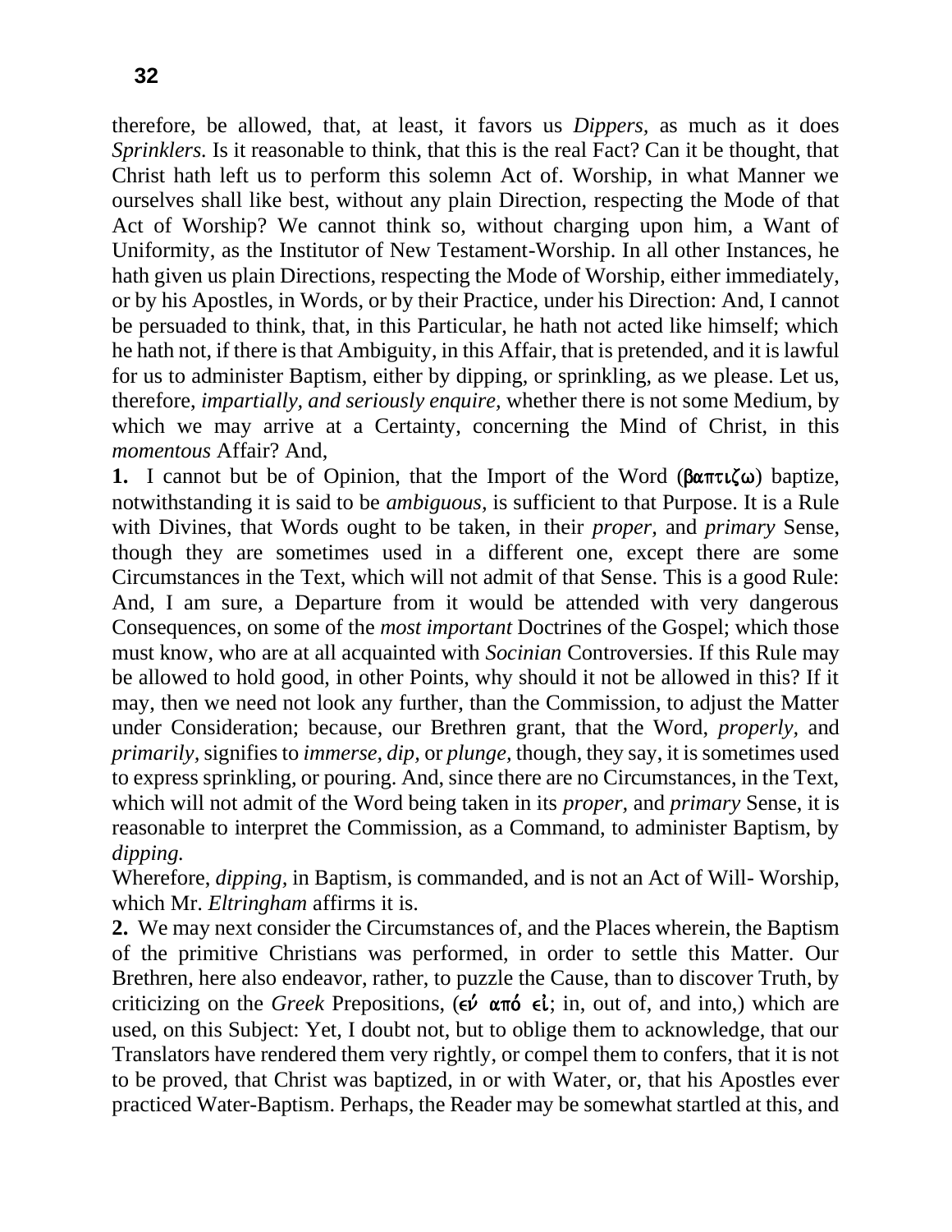therefore, be allowed, that, at least, it favors us *Dippers,* as much as it does *Sprinklers.* Is it reasonable to think, that this is the real Fact? Can it be thought, that Christ hath left us to perform this solemn Act of. Worship, in what Manner we ourselves shall like best, without any plain Direction, respecting the Mode of that Act of Worship? We cannot think so, without charging upon him, a Want of Uniformity, as the Institutor of New Testament-Worship. In all other Instances, he hath given us plain Directions, respecting the Mode of Worship, either immediately, or by his Apostles, in Words, or by their Practice, under his Direction: And, I cannot be persuaded to think, that, in this Particular, he hath not acted like himself; which he hath not, if there is that Ambiguity, in this Affair, that is pretended, and it is lawful for us to administer Baptism, either by dipping, or sprinkling, as we please. Let us, therefore, *impartially, and seriously enquire,* whether there is not some Medium, by which we may arrive at a Certainty, concerning the Mind of Christ, in this *momentous* Affair? And,

**1.** I cannot but be of Opinion, that the Import of the Word (**βαπτιζω**) baptize, notwithstanding it is said to be *ambiguous,* is sufficient to that Purpose. It is a Rule with Divines, that Words ought to be taken, in their *proper,* and *primary* Sense, though they are sometimes used in a different one, except there are some Circumstances in the Text, which will not admit of that Sense. This is a good Rule: And, I am sure, a Departure from it would be attended with very dangerous Consequences, on some of the *most important* Doctrines of the Gospel; which those must know, who are at all acquainted with *Socinian* Controversies. If this Rule may be allowed to hold good, in other Points, why should it not be allowed in this? If it may, then we need not look any further, than the Commission, to adjust the Matter under Consideration; because, our Brethren grant, that the Word, *properly,* and *primarily,* signifies to *immerse, dip,* or *plunge,* though, they say, it is sometimes used to express sprinkling, or pouring. And, since there are no Circumstances, in the Text, which will not admit of the Word being taken in its *proper,* and *primary* Sense, it is reasonable to interpret the Commission, as a Command, to administer Baptism, by *dipping.*

Wherefore, *dipping,* in Baptism, is commanded, and is not an Act of Will- Worship, which Mr. *Eltringham* affirms it is.

**2.** We may next consider the Circumstances of, and the Places wherein, the Baptism of the primitive Christians was performed, in order to settle this Matter. Our Brethren, here also endeavor, rather, to puzzle the Cause, than to discover Truth, by criticizing on the *Greek* Prepositions, (**ἐν ἀπό εἰ**; in, out of, and into,) which are used, on this Subject: Yet, I doubt not, but to oblige them to acknowledge, that our Translators have rendered them very rightly, or compel them to confers, that it is not to be proved, that Christ was baptized, in or with Water, or, that his Apostles ever practiced Water-Baptism. Perhaps, the Reader may be somewhat startled at this, and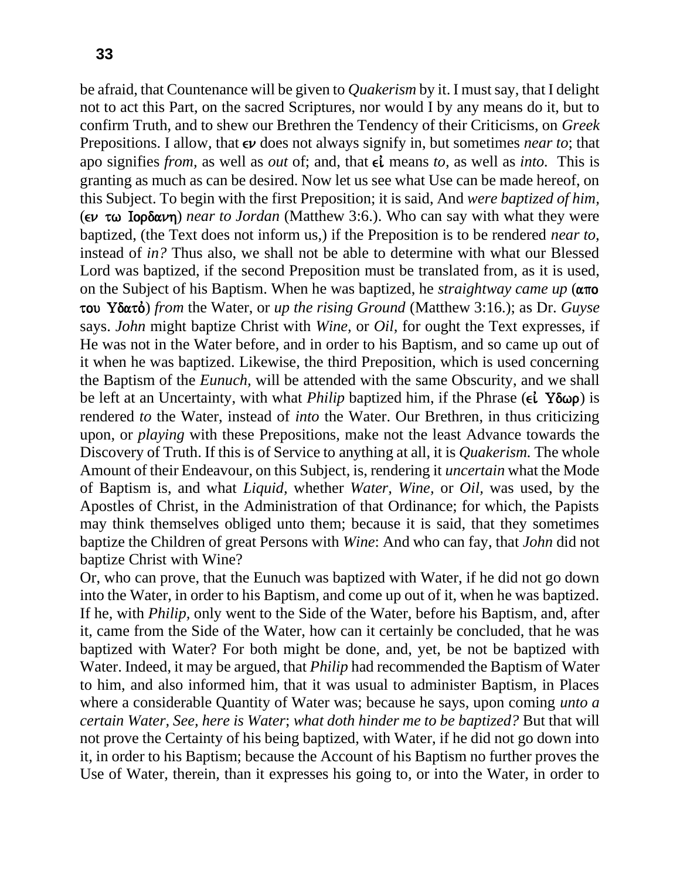be afraid, that Countenance will be given to *Quakerism* by it. I must say, that I delight not to act this Part, on the sacred Scriptures, nor would I by any means do it, but to confirm Truth, and to shew our Brethren the Tendency of their Criticisms, on *Greek* Prepositions. I allow, that εν does not always signify in, but sometimes *near to*; that apo signifies *from,* as well as *out* of; and, that εἰ means *to,* as well as *into.* This is granting as much as can be desired. Now let us see what Use can be made hereof, on this Subject. To begin with the first Preposition; it is said, And *were baptized of him,* (εν τω Ιορδανη) *near to Jordan* (Matthew 3:6.). Who can say with what they were baptized, (the Text does not inform us,) if the Preposition is to be rendered *near to,* instead of *in?* Thus also, we shall not be able to determine with what our Blessed Lord was baptized, if the second Preposition must be translated from, as it is used, on the Subject of his Baptism. When he was baptized, he *straightway came up* (απο του Υδατὸ) *from* the Water, or *up the rising Ground* (Matthew 3:16.); as Dr. *Guyse* says. *John* might baptize Christ with *Wine,* or *Oil,* for ought the Text expresses, if He was not in the Water before, and in order to his Baptism, and so came up out of it when he was baptized. Likewise, the third Preposition, which is used concerning the Baptism of the *Eunuch,* will be attended with the same Obscurity, and we shall be left at an Uncertainty, with what *Philip* baptized him, if the Phrase (εἰ Υδωρ) is rendered *to* the Water, instead of *into* the Water. Our Brethren, in thus criticizing upon, or *playing* with these Prepositions, make not the least Advance towards the Discovery of Truth. If this is of Service to anything at all, it is *Quakerism.* The whole Amount of their Endeavour, on this Subject, is, rendering it *uncertain* what the Mode of Baptism is, and what *Liquid,* whether *Water, Wine,* or *Oil,* was used, by the Apostles of Christ, in the Administration of that Ordinance; for which, the Papists may think themselves obliged unto them; because it is said, that they sometimes baptize the Children of great Persons with *Wine*: And who can fay, that *John* did not baptize Christ with Wine?

Or, who can prove, that the Eunuch was baptized with Water, if he did not go down into the Water, in order to his Baptism, and come up out of it, when he was baptized. If he, with *Philip,* only went to the Side of the Water, before his Baptism, and, after it, came from the Side of the Water, how can it certainly be concluded, that he was baptized with Water? For both might be done, and, yet, be not be baptized with Water. Indeed, it may be argued, that *Philip* had recommended the Baptism of Water to him, and also informed him, that it was usual to administer Baptism, in Places where a considerable Quantity of Water was; because he says, upon coming *unto a certain Water, See, here is Water*; *what doth hinder me to be baptized?* But that will not prove the Certainty of his being baptized, with Water, if he did not go down into it, in order to his Baptism; because the Account of his Baptism no further proves the Use of Water, therein, than it expresses his going to, or into the Water, in order to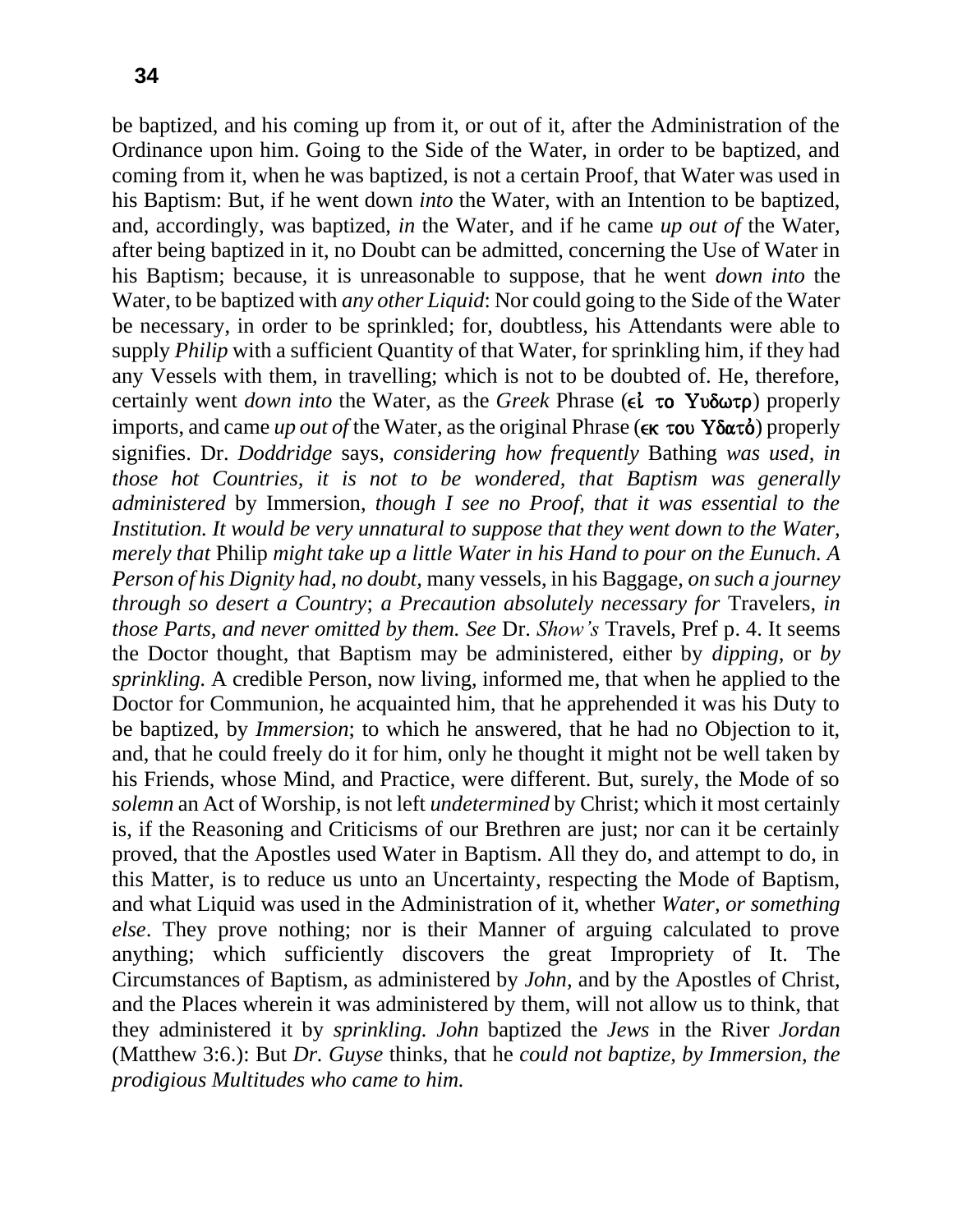be baptized, and his coming up from it, or out of it, after the Administration of the Ordinance upon him. Going to the Side of the Water, in order to be baptized, and coming from it, when he was baptized, is not a certain Proof, that Water was used in his Baptism: But, if he went down *into* the Water, with an Intention to be baptized, and, accordingly, was baptized, *in* the Water, and if he came *up out of* the Water, after being baptized in it, no Doubt can be admitted, concerning the Use of Water in his Baptism; because, it is unreasonable to suppose, that he went *down into* the Water, to be baptized with *any other Liquid*: Nor could going to the Side of the Water be necessary, in order to be sprinkled; for, doubtless, his Attendants were able to supply *Philip* with a sufficient Quantity of that Water, for sprinkling him, if they had any Vessels with them, in travelling; which is not to be doubted of. He, therefore, certainly went *down into* the Water, as the *Greek* Phrase (**εἰ το Υυδωτρ**) properly imports, and came *up out of* the Water, as the original Phrase (**εκ του Υδατὁ**) properly signifies. Dr. *Doddridge* says, *considering how frequently* Bathing *was used, in those hot Countries, it is not to be wondered, that Baptism was generally administered* by Immersion, *though I see no Proof, that it was essential to the Institution. It would be very unnatural to suppose that they went down to the Water, merely that* Philip *might take up a little Water in his Hand to pour on the Eunuch. A Person of his Dignity had, no doubt,* many vessels, in his Baggage, *on such a journey through so desert a Country*; *a Precaution absolutely necessary for* Travelers, *in those Parts, and never omitted by them. See* Dr. *Show's* Travels, Pref p. 4. It seems the Doctor thought, that Baptism may be administered, either by *dipping,* or *by sprinkling.* A credible Person, now living, informed me, that when he applied to the Doctor for Communion, he acquainted him, that he apprehended it was his Duty to be baptized, by *Immersion*; to which he answered, that he had no Objection to it, and, that he could freely do it for him, only he thought it might not be well taken by his Friends, whose Mind, and Practice, were different. But, surely, the Mode of so *solemn* an Act of Worship, is not left *undetermined* by Christ; which it most certainly is, if the Reasoning and Criticisms of our Brethren are just; nor can it be certainly proved, that the Apostles used Water in Baptism. All they do, and attempt to do, in this Matter, is to reduce us unto an Uncertainty, respecting the Mode of Baptism, and what Liquid was used in the Administration of it, whether *Water, or something else*. They prove nothing; nor is their Manner of arguing calculated to prove anything; which sufficiently discovers the great Impropriety of It. The Circumstances of Baptism, as administered by *John,* and by the Apostles of Christ, and the Places wherein it was administered by them, will not allow us to think, that they administered it by *sprinkling. John* baptized the *Jews* in the River *Jordan* (Matthew 3:6.): But *Dr. Guyse* thinks, that he *could not baptize, by Immersion, the prodigious Multitudes who came to him.*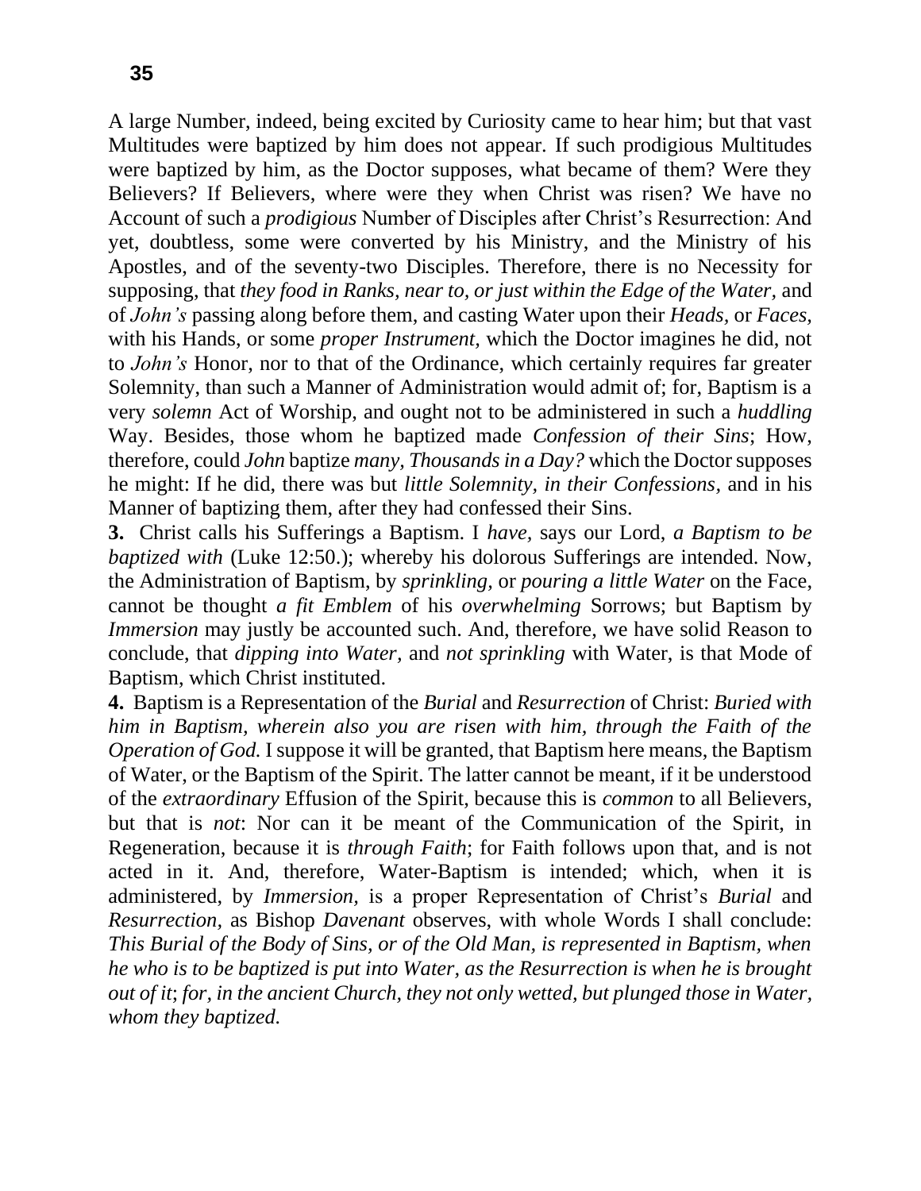A large Number, indeed, being excited by Curiosity came to hear him; but that vast Multitudes were baptized by him does not appear. If such prodigious Multitudes were baptized by him, as the Doctor supposes, what became of them? Were they Believers? If Believers, where were they when Christ was risen? We have no Account of such a *prodigious* Number of Disciples after Christ's Resurrection: And yet, doubtless, some were converted by his Ministry, and the Ministry of his Apostles, and of the seventy-two Disciples. Therefore, there is no Necessity for supposing, that *they food in Ranks, near to, or just within the Edge of the Water*, and of *John's* passing along before them, and casting Water upon their *Heads*, or *Faces*, with his Hands, or some *proper Instrument,* which the Doctor imagines he did, not to *John's* Honor, nor to that of the Ordinance, which certainly requires far greater Solemnity, than such a Manner of Administration would admit of; for, Baptism is a very *solemn* Act of Worship, and ought not to be administered in such a *huddling* Way. Besides, those whom he baptized made *Confession of their Sins*; How, therefore, could *John* baptize *many, Thousands in a Day?* which the Doctor supposes he might: If he did, there was but *little Solemnity, in their Confessions*, and in his Manner of baptizing them, after they had confessed their Sins.

**3.** Christ calls his Sufferings a Baptism. I *have,* says our Lord, *a Baptism to be baptized with* (Luke 12:50.); whereby his dolorous Sufferings are intended. Now, the Administration of Baptism, by *sprinkling,* or *pouring a little Water* on the Face, cannot be thought *a fit Emblem* of his *overwhelming* Sorrows; but Baptism by *Immersion* may justly be accounted such. And, therefore, we have solid Reason to conclude, that *dipping into Water,* and *not sprinkling* with Water, is that Mode of Baptism, which Christ instituted.

**4.** Baptism is a Representation of the *Burial* and *Resurrection* of Christ: *Buried with him in Baptism, wherein also you are risen with him, through the Faith of the Operation of God.* I suppose it will be granted, that Baptism here means, the Baptism of Water, or the Baptism of the Spirit. The latter cannot be meant, if it be understood of the *extraordinary* Effusion of the Spirit, because this is *common* to all Believers, but that is *not*: Nor can it be meant of the Communication of the Spirit, in Regeneration, because it is *through Faith*; for Faith follows upon that, and is not acted in it. And, therefore, Water-Baptism is intended; which, when it is administered, by *Immersion,* is a proper Representation of Christ's *Burial* and *Resurrection,* as Bishop *Davenant* observes, with whole Words I shall conclude: *This Burial of the Body of Sins, or of the Old Man, is represented in Baptism, when he who is to be baptized is put into Water, as the Resurrection is when he is brought out of it*; *for, in the ancient Church, they not only wetted, but plunged those in Water, whom they baptized.*